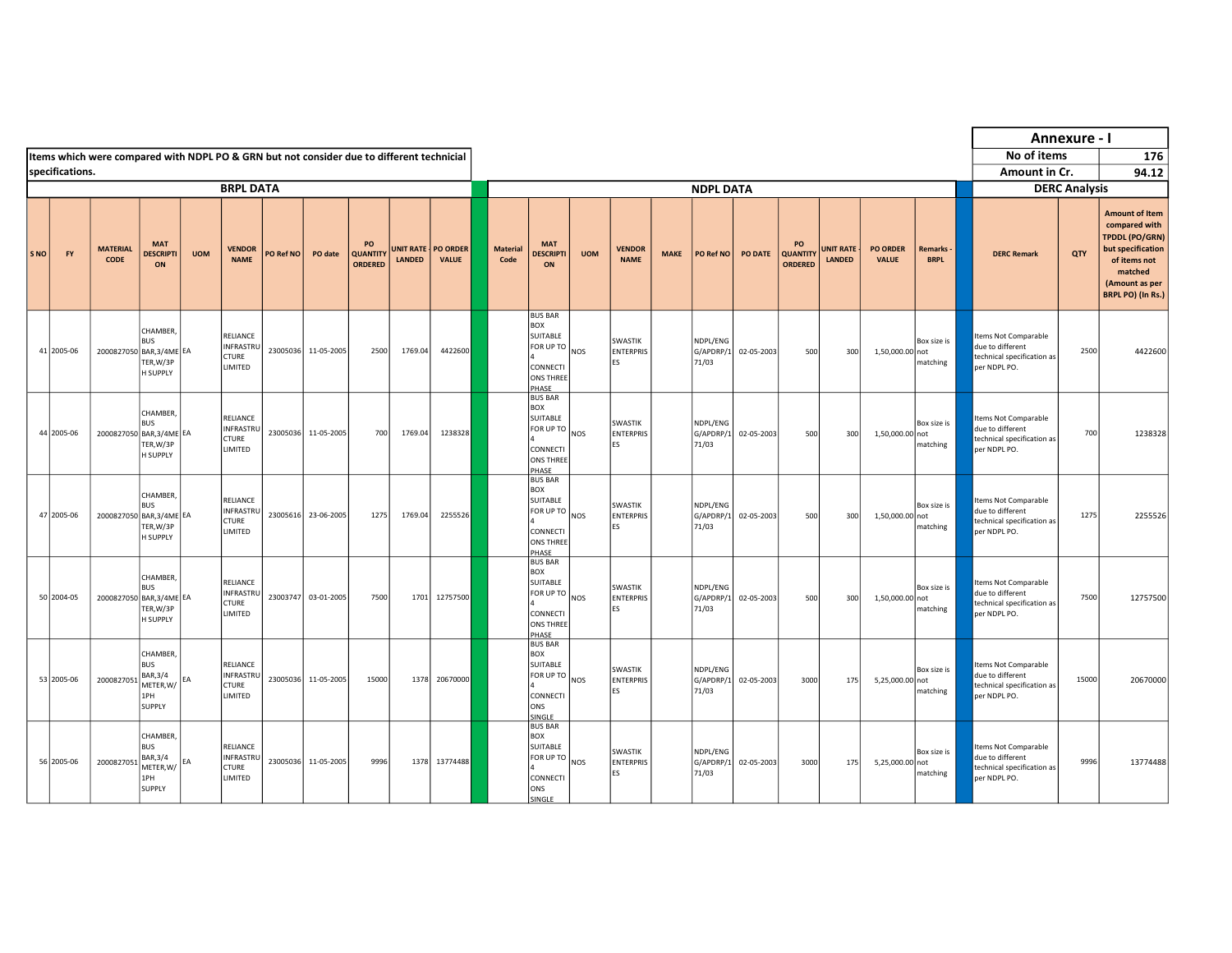Items which were compared with NDPL PO & GRN but not consider due to different technicial specifications.

| Annexure - I | |
|---|---|
| No of items | 176 |
| Amount in Cr. | 94.12 |

| BRPL DATA | | | | | | | | | | | NDPL DATA | | | | | | | | | | | DERC Analysis | | |
|---|---|---|---|---|---|---|---|---|---|---|---|---|---|---|---|---|---|---|---|---|---|---|---|---|
| S NO | FY | MATERIAL CODE | MAT DESCRIPTION | UOM | VENDOR NAME | PO Ref NO | PO date | PO QUANTITY ORDERED | UNIT RATE - LANDED | PO ORDER VALUE | Material Code | MAT DESCRIPTION | UOM | VENDOR NAME | MAKE | PO Ref NO | PO DATE | PO QUANTITY ORDERED | UNIT RATE - LANDED | PO ORDER VALUE | Remarks - BRPL | DERC Remark | QTY | Amount of Item compared with TPDDL (PO/GRN) but specification of items not matched (Amount as per BRPL PO) (In Rs.) |
| 41 | 2005-06 | 2000827050 | CHAMBER, BUS BAR,3/4METER,W/3PH SUPPLY | EA | RELIANCE INFRASTRUCTURE LIMITED | 23005036 | 11-05-2005 | 2500 | 1769.04 | 4422600 | | BUS BAR BOX SUITABLE FOR UP TO 4 CONNECTIONS THREE PHASE | NOS | SWASTIK ENTERPRISES | | NDPL/ENGG/APDRP/171/03 | 02-05-2003 | 500 | 300 | 1,50,000.00 | Box size is not matching | Items Not Comparable due to different technical specification as per NDPL PO. | 2500 | 4422600 |
| 44 | 2005-06 | 2000827050 | CHAMBER, BUS BAR,3/4METER,W/3PH SUPPLY | EA | RELIANCE INFRASTRUCTURE LIMITED | 23005036 | 11-05-2005 | 700 | 1769.04 | 1238328 | | BUS BAR BOX SUITABLE FOR UP TO 4 CONNECTIONS THREE PHASE | NOS | SWASTIK ENTERPRISES | | NDPL/ENGG/APDRP/171/03 | 02-05-2003 | 500 | 300 | 1,50,000.00 | Box size is not matching | Items Not Comparable due to different technical specification as per NDPL PO. | 700 | 1238328 |
| 47 | 2005-06 | 2000827050 | CHAMBER, BUS BAR,3/4METER,W/3PH SUPPLY | EA | RELIANCE INFRASTRUCTURE LIMITED | 23005616 | 23-06-2005 | 1275 | 1769.04 | 2255526 | | BUS BAR BOX SUITABLE FOR UP TO 4 CONNECTIONS THREE PHASE | NOS | SWASTIK ENTERPRISES | | NDPL/ENGG/APDRP/171/03 | 02-05-2003 | 500 | 300 | 1,50,000.00 | Box size is not matching | Items Not Comparable due to different technical specification as per NDPL PO. | 1275 | 2255526 |
| 50 | 2004-05 | 2000827050 | CHAMBER, BUS BAR,3/4METER,W/3PH SUPPLY | EA | RELIANCE INFRASTRUCTURE LIMITED | 23003747 | 03-01-2005 | 7500 | 1701 | 12757500 | | BUS BAR BOX SUITABLE FOR UP TO 4 CONNECTIONS THREE PHASE | NOS | SWASTIK ENTERPRISES | | NDPL/ENGG/APDRP/171/03 | 02-05-2003 | 500 | 300 | 1,50,000.00 | Box size is not matching | Items Not Comparable due to different technical specification as per NDPL PO. | 7500 | 12757500 |
| 53 | 2005-06 | 2000827051 | CHAMBER, BUS BAR,3/4 METER,W/1PH SUPPLY | EA | RELIANCE INFRASTRUCTURE LIMITED | 23005036 | 11-05-2005 | 15000 | 1378 | 20670000 | | BUS BAR BOX SUITABLE FOR UP TO 4 CONNECTIONS SINGLE | NOS | SWASTIK ENTERPRISES | | NDPL/ENGG/APDRP/171/03 | 02-05-2003 | 3000 | 175 | 5,25,000.00 | Box size is not matching | Items Not Comparable due to different technical specification as per NDPL PO. | 15000 | 20670000 |
| 56 | 2005-06 | 2000827051 | CHAMBER, BUS BAR,3/4 METER,W/1PH SUPPLY | EA | RELIANCE INFRASTRUCTURE LIMITED | 23005036 | 11-05-2005 | 9996 | 1378 | 13774488 | | BUS BAR BOX SUITABLE FOR UP TO 4 CONNECTIONS SINGLE | NOS | SWASTIK ENTERPRISES | | NDPL/ENGG/APDRP/171/03 | 02-05-2003 | 3000 | 175 | 5,25,000.00 | Box size is not matching | Items Not Comparable due to different technical specification as per NDPL PO. | 9996 | 13774488 |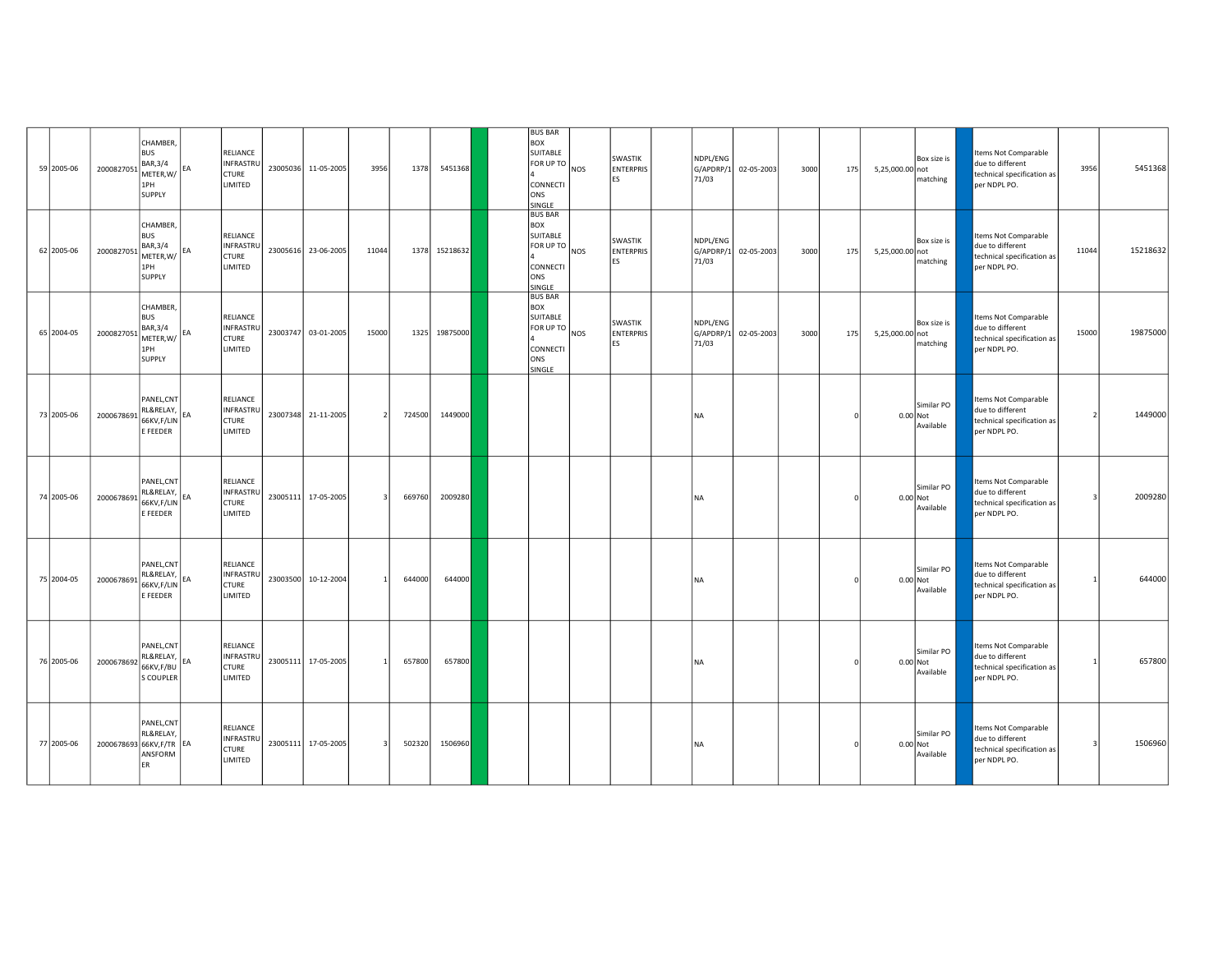| | | | | | | | | | | | | | | | | | | | | | | | | | | |
|---|---|---|---|---|---|---|---|---|---|---|---|---|---|---|---|---|---|---|---|---|---|---|---|---|---|---|
| 59 | 2005-06 | 2000827051 | CHAMBER, BUS BAR,3/4 METER,W/ 1PH SUPPLY | EA | RELIANCE INFRASTRUCTURE LIMITED | 23005036 | 11-05-2005 | 3956 | 1378 | 5451368 | | | BUS BAR BOX SUITABLE FOR UP TO 4 CONNECTIONS SINGLE | NOS | SWASTIK ENTERPRISES | | NDPL/ENG G/APDRP/171/03 | 02-05-2003 | 3000 | 175 | 5,25,000.00 | Box size is not matching | | Items Not Comparable due to different technical specification as per NDPL PO. | 3956 | 5451368 |
| 62 | 2005-06 | 2000827051 | CHAMBER, BUS BAR,3/4 METER,W/ 1PH SUPPLY | EA | RELIANCE INFRASTRUCTURE LIMITED | 23005616 | 23-06-2005 | 11044 | 1378 | 15218632 | | | BUS BAR BOX SUITABLE FOR UP TO 4 CONNECTIONS SINGLE | NOS | SWASTIK ENTERPRISES | | NDPL/ENG G/APDRP/171/03 | 02-05-2003 | 3000 | 175 | 5,25,000.00 | Box size is not matching | | Items Not Comparable due to different technical specification as per NDPL PO. | 11044 | 15218632 |
| 65 | 2004-05 | 2000827051 | CHAMBER, BUS BAR,3/4 METER,W/ 1PH SUPPLY | EA | RELIANCE INFRASTRUCTURE LIMITED | 23003747 | 03-01-2005 | 15000 | 1325 | 19875000 | | | BUS BAR BOX SUITABLE FOR UP TO 4 CONNECTIONS SINGLE | NOS | SWASTIK ENTERPRISES | | NDPL/ENG G/APDRP/171/03 | 02-05-2003 | 3000 | 175 | 5,25,000.00 | Box size is not matching | | Items Not Comparable due to different technical specification as per NDPL PO. | 15000 | 19875000 |
| 73 | 2005-06 | 2000678691 | PANEL,CNTRL&RELAY, 66KV,F/LINE FEEDER | EA | RELIANCE INFRASTRUCTURE LIMITED | 23007348 | 21-11-2005 | 2 | 724500 | 1449000 | | | | | | | NA | | | 0 | 0.00 | Similar PO Not Available | | Items Not Comparable due to different technical specification as per NDPL PO. | 2 | 1449000 |
| 74 | 2005-06 | 2000678691 | PANEL,CNTRL&RELAY, 66KV,F/LINE FEEDER | EA | RELIANCE INFRASTRUCTURE LIMITED | 23005111 | 17-05-2005 | 3 | 669760 | 2009280 | | | | | | | NA | | | 0 | 0.00 | Similar PO Not Available | | Items Not Comparable due to different technical specification as per NDPL PO. | 3 | 2009280 |
| 75 | 2004-05 | 2000678691 | PANEL,CNTRL&RELAY, 66KV,F/LINE FEEDER | EA | RELIANCE INFRASTRUCTURE LIMITED | 23003500 | 10-12-2004 | 1 | 644000 | 644000 | | | | | | | NA | | | 0 | 0.00 | Similar PO Not Available | | Items Not Comparable due to different technical specification as per NDPL PO. | 1 | 644000 |
| 76 | 2005-06 | 2000678692 | PANEL,CNTRL&RELAY, 66KV,F/BUS COUPLER | EA | RELIANCE INFRASTRUCTURE LIMITED | 23005111 | 17-05-2005 | 1 | 657800 | 657800 | | | | | | | NA | | | 0 | 0.00 | Similar PO Not Available | | Items Not Comparable due to different technical specification as per NDPL PO. | 1 | 657800 |
| 77 | 2005-06 | 2000678693 | PANEL,CNTRL&RELAY, 66KV,F/TRANSFORMER | EA | RELIANCE INFRASTRUCTURE LIMITED | 23005111 | 17-05-2005 | 3 | 502320 | 1506960 | | | | | | | NA | | | 0 | 0.00 | Similar PO Not Available | | Items Not Comparable due to different technical specification as per NDPL PO. | 3 | 1506960 |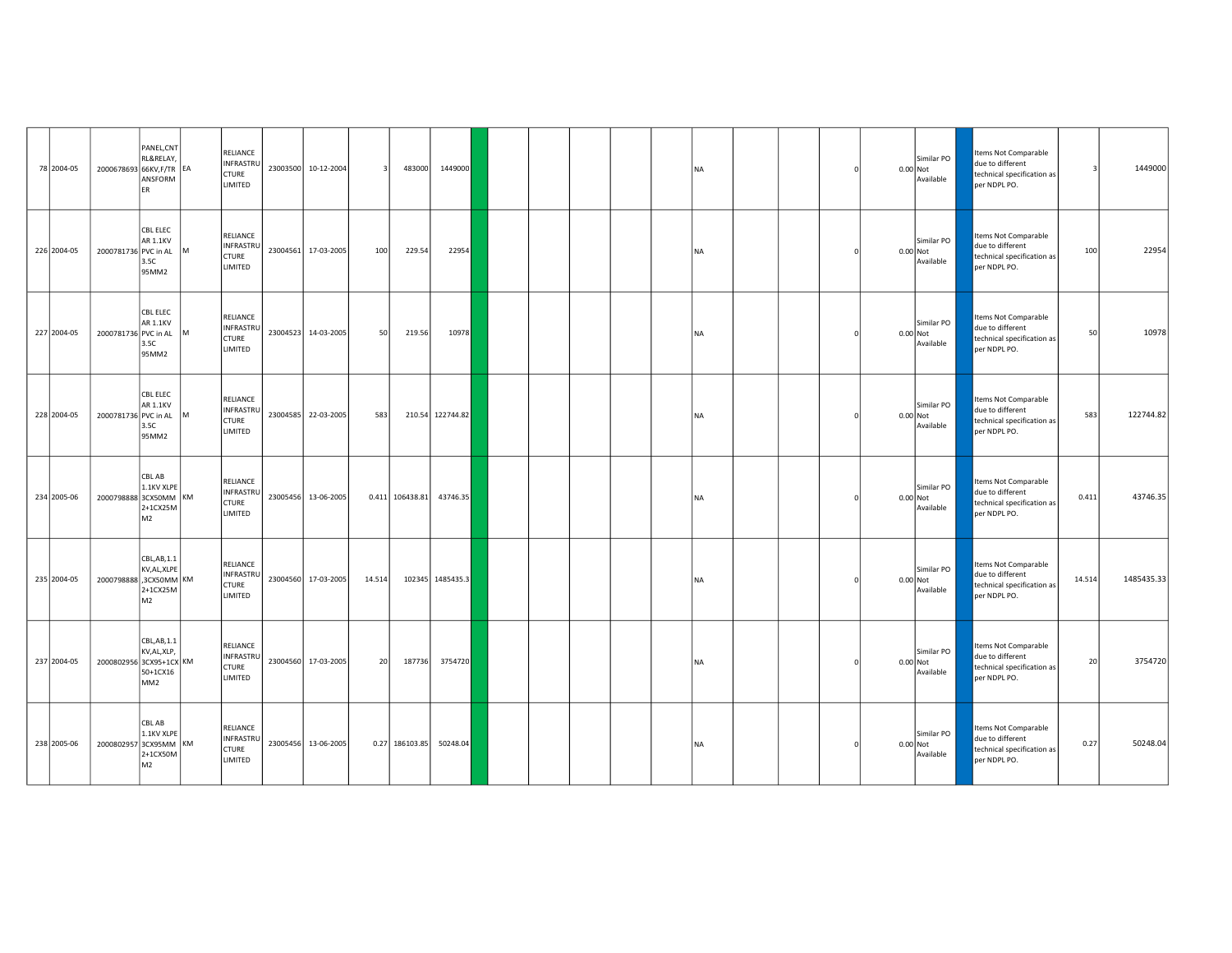| | | | | | | | | | | | | | | | | | | | | | | | | | | |
|---|---|---|---|---|---|---|---|---|---|---|---|---|---|---|---|---|---|---|---|---|---|---|---|---|---|---|
| 78 | 2004-05 | 2000678693 | PANEL,CNTRL&RELAY,66KV,F/TRANSFORMER | EA | RELIANCE INFRASTRUCTURE LIMITED | 23003500 | 10-12-2004 | 3 | 483000 | 1449000 | | | | | | | NA | | | 0 | 0.00 | Similar PO Not Available | | Items Not Comparable due to different technical specification as per NDPL PO. | 3 | 1449000 |
| 226 | 2004-05 | 2000781736 | CBL ELEC AR 1.1KV PVC in AL 3.5C 95MM2 | M | RELIANCE INFRASTRUCTURE LIMITED | 23004561 | 17-03-2005 | 100 | 229.54 | 22954 | | | | | | | NA | | | 0 | 0.00 | Similar PO Not Available | | Items Not Comparable due to different technical specification as per NDPL PO. | 100 | 22954 |
| 227 | 2004-05 | 2000781736 | CBL ELEC AR 1.1KV PVC in AL 3.5C 95MM2 | M | RELIANCE INFRASTRUCTURE LIMITED | 23004523 | 14-03-2005 | 50 | 219.56 | 10978 | | | | | | | NA | | | 0 | 0.00 | Similar PO Not Available | | Items Not Comparable due to different technical specification as per NDPL PO. | 50 | 10978 |
| 228 | 2004-05 | 2000781736 | CBL ELEC AR 1.1KV PVC in AL 3.5C 95MM2 | M | RELIANCE INFRASTRUCTURE LIMITED | 23004585 | 22-03-2005 | 583 | 210.54 | 122744.82 | | | | | | | NA | | | 0 | 0.00 | Similar PO Not Available | | Items Not Comparable due to different technical specification as per NDPL PO. | 583 | 122744.82 |
| 234 | 2005-06 | 2000798888 | CBL AB 1.1KV XLPE 3CX50MM2+1CX25MM2 | KM | RELIANCE INFRASTRUCTURE LIMITED | 23005456 | 13-06-2005 | 0.411 | 106438.81 | 43746.35 | | | | | | | NA | | | 0 | 0.00 | Similar PO Not Available | | Items Not Comparable due to different technical specification as per NDPL PO. | 0.411 | 43746.35 |
| 235 | 2004-05 | 2000798888 | CBL,AB,1.1KV,AL,XLPE,3CX50MM2+1CX25MM2 | KM | RELIANCE INFRASTRUCTURE LIMITED | 23004560 | 17-03-2005 | 14.514 | 102345 | 1485435.3 | | | | | | | NA | | | 0 | 0.00 | Similar PO Not Available | | Items Not Comparable due to different technical specification as per NDPL PO. | 14.514 | 1485435.33 |
| 237 | 2004-05 | 2000802956 | CBL,AB,1.1KV,AL,XLP,3CX95+1CX50+1CX16MM2 | KM | RELIANCE INFRASTRUCTURE LIMITED | 23004560 | 17-03-2005 | 20 | 187736 | 3754720 | | | | | | | NA | | | 0 | 0.00 | Similar PO Not Available | | Items Not Comparable due to different technical specification as per NDPL PO. | 20 | 3754720 |
| 238 | 2005-06 | 2000802957 | CBL AB 1.1KV XLPE 3CX95MM2+1CX50MM2 | KM | RELIANCE INFRASTRUCTURE LIMITED | 23005456 | 13-06-2005 | 0.27 | 186103.85 | 50248.04 | | | | | | | NA | | | 0 | 0.00 | Similar PO Not Available | | Items Not Comparable due to different technical specification as per NDPL PO. | 0.27 | 50248.04 |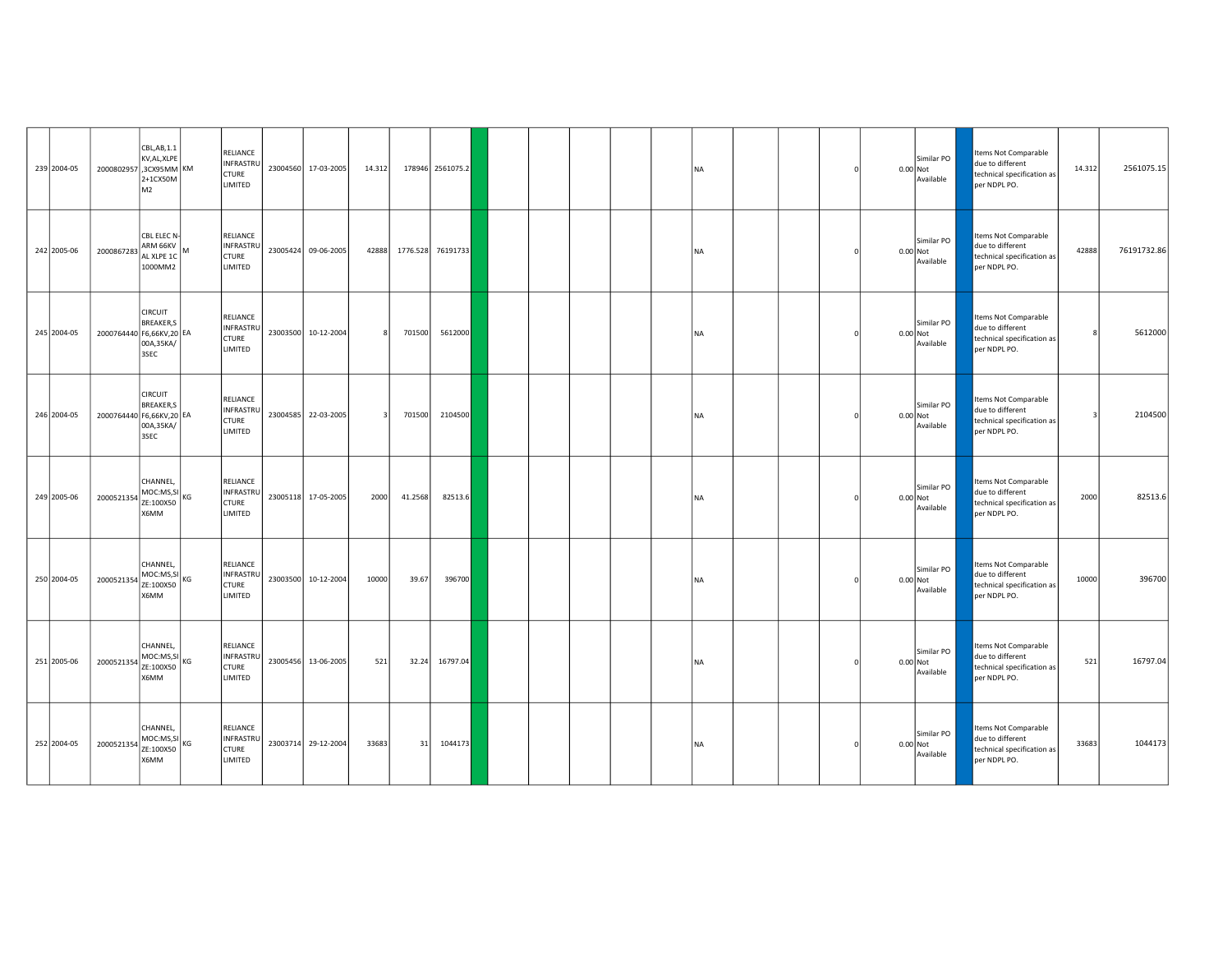| | | | | | | | | | | | | | | | | | | | | | | | | | | |
|---|---|---|---|---|---|---|---|---|---|---|---|---|---|---|---|---|---|---|---|---|---|---|---|---|---|---|
| 239 | 2004-05 | 2000802957 | CBL,AB,1.1 KV,AL,XLPE ,3CX95MM 2+1CX50M M2 | KM | RELIANCE INFRASTRU CTURE LIMITED | 23004560 | 17-03-2005 | 14.312 | 178946 | 2561075.2 | | | | | | | NA | | | 0 | 0.00 | Similar PO Not Available | | Items Not Comparable due to different technical specification as per NDPL PO. | 14.312 | 2561075.15 |
| 242 | 2005-06 | 2000867283 | CBL ELEC N-ARM 66KV AL XLPE 1C 1000MM2 | M | RELIANCE INFRASTRU CTURE LIMITED | 23005424 | 09-06-2005 | 42888 | 1776.528 | 76191733 | | | | | | | NA | | | 0 | 0.00 | Similar PO Not Available | | Items Not Comparable due to different technical specification as per NDPL PO. | 42888 | 76191732.86 |
| 245 | 2004-05 | 2000764440 | CIRCUIT BREAKER,S F6,66KV,20 00A,35KA/ 3SEC | EA | RELIANCE INFRASTRU CTURE LIMITED | 23003500 | 10-12-2004 | 8 | 701500 | 5612000 | | | | | | | NA | | | 0 | 0.00 | Similar PO Not Available | | Items Not Comparable due to different technical specification as per NDPL PO. | 8 | 5612000 |
| 246 | 2004-05 | 2000764440 | CIRCUIT BREAKER,S F6,66KV,20 00A,35KA/ 3SEC | EA | RELIANCE INFRASTRU CTURE LIMITED | 23004585 | 22-03-2005 | 3 | 701500 | 2104500 | | | | | | | NA | | | 0 | 0.00 | Similar PO Not Available | | Items Not Comparable due to different technical specification as per NDPL PO. | 3 | 2104500 |
| 249 | 2005-06 | 2000521354 | CHANNEL, MOC:MS,SI ZE:100X50 X6MM | KG | RELIANCE INFRASTRU CTURE LIMITED | 23005118 | 17-05-2005 | 2000 | 41.2568 | 82513.6 | | | | | | | NA | | | 0 | 0.00 | Similar PO Not Available | | Items Not Comparable due to different technical specification as per NDPL PO. | 2000 | 82513.6 |
| 250 | 2004-05 | 2000521354 | CHANNEL, MOC:MS,SI ZE:100X50 X6MM | KG | RELIANCE INFRASTRU CTURE LIMITED | 23003500 | 10-12-2004 | 10000 | 39.67 | 396700 | | | | | | | NA | | | 0 | 0.00 | Similar PO Not Available | | Items Not Comparable due to different technical specification as per NDPL PO. | 10000 | 396700 |
| 251 | 2005-06 | 2000521354 | CHANNEL, MOC:MS,SI ZE:100X50 X6MM | KG | RELIANCE INFRASTRU CTURE LIMITED | 23005456 | 13-06-2005 | 521 | 32.24 | 16797.04 | | | | | | | NA | | | 0 | 0.00 | Similar PO Not Available | | Items Not Comparable due to different technical specification as per NDPL PO. | 521 | 16797.04 |
| 252 | 2004-05 | 2000521354 | CHANNEL, MOC:MS,SI ZE:100X50 X6MM | KG | RELIANCE INFRASTRU CTURE LIMITED | 23003714 | 29-12-2004 | 33683 | 31 | 1044173 | | | | | | | NA | | | 0 | 0.00 | Similar PO Not Available | | Items Not Comparable due to different technical specification as per NDPL PO. | 33683 | 1044173 |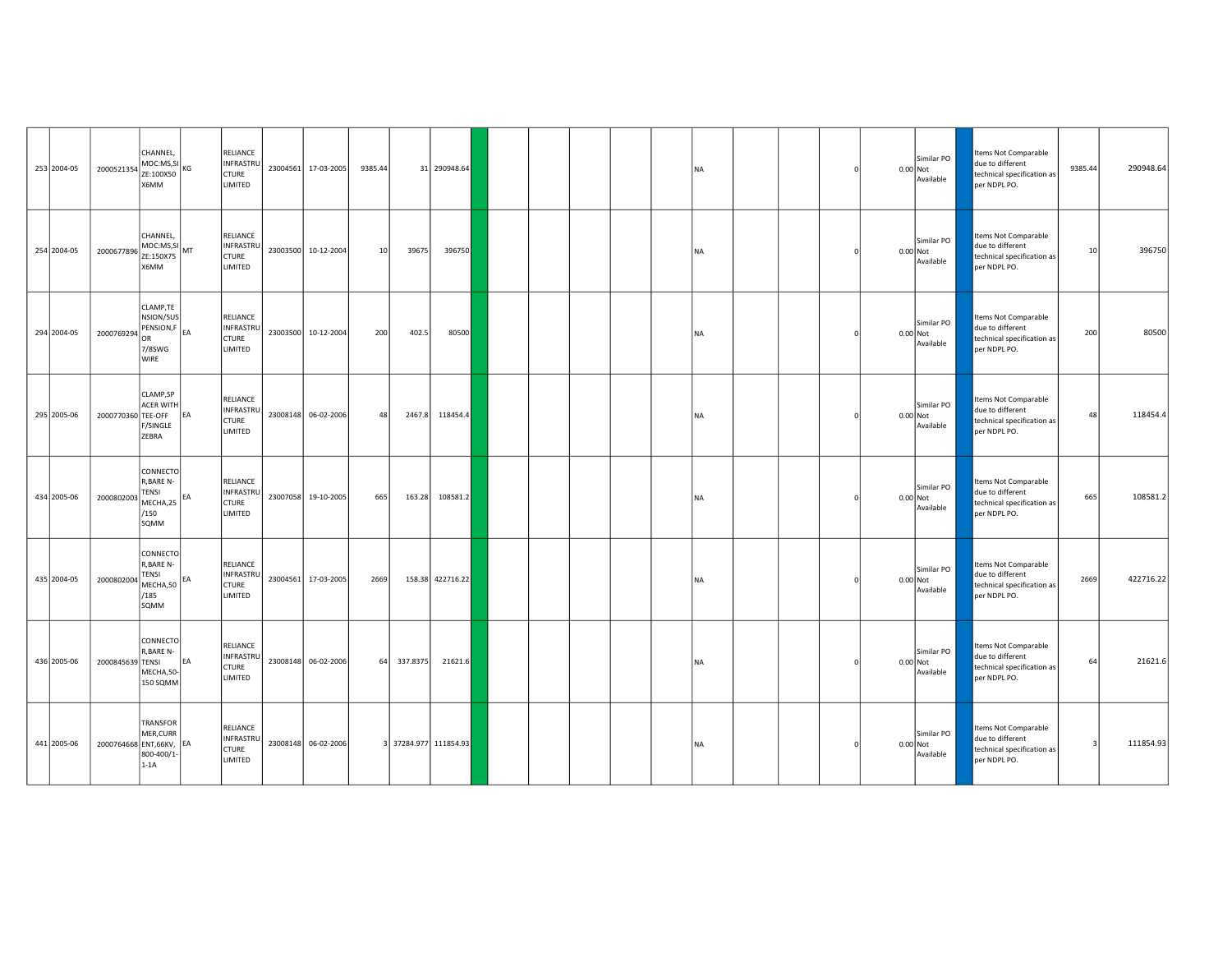| | | | | | | | | | | | | | | | | | | | | | | | | | | |
|---|---|---|---|---|---|---|---|---|---|---|---|---|---|---|---|---|---|---|---|---|---|---|---|---|---|---|
| 253 | 2004-05 | 2000521354 | CHANNEL, MOC:MS,SIZE:100X50 X6MM | KG | RELIANCE INFRASTRUCTURE LIMITED | 23004561 | 17-03-2005 | 9385.44 | 31 | 290948.64 | | | | | | | NA | | | 0 | 0.00 | Similar PO Not Available | | Items Not Comparable due to different technical specification as per NDPL PO. | 9385.44 | 290948.64 |
| 254 | 2004-05 | 2000677896 | CHANNEL, MOC:MS,SIZE:150X75 X6MM | MT | RELIANCE INFRASTRUCTURE LIMITED | 23003500 | 10-12-2004 | 10 | 39675 | 396750 | | | | | | | NA | | | 0 | 0.00 | Similar PO Not Available | | Items Not Comparable due to different technical specification as per NDPL PO. | 10 | 396750 |
| 294 | 2004-05 | 2000769294 | CLAMP,TENSION/SUSPENSION,FOR 7/8SWG WIRE | EA | RELIANCE INFRASTRUCTURE LIMITED | 23003500 | 10-12-2004 | 200 | 402.5 | 80500 | | | | | | | NA | | | 0 | 0.00 | Similar PO Not Available | | Items Not Comparable due to different technical specification as per NDPL PO. | 200 | 80500 |
| 295 | 2005-06 | 2000770360 | CLAMP,SPACER WITH TEE-OFF F/SINGLE ZEBRA | EA | RELIANCE INFRASTRUCTURE LIMITED | 23008148 | 06-02-2006 | 48 | 2467.8 | 118454.4 | | | | | | | NA | | | 0 | 0.00 | Similar PO Not Available | | Items Not Comparable due to different technical specification as per NDPL PO. | 48 | 118454.4 |
| 434 | 2005-06 | 2000802003 | CONNECTOR,BARE N-TENSI MECHA,25 /150 SQMM | EA | RELIANCE INFRASTRUCTURE LIMITED | 23007058 | 19-10-2005 | 665 | 163.28 | 108581.2 | | | | | | | NA | | | 0 | 0.00 | Similar PO Not Available | | Items Not Comparable due to different technical specification as per NDPL PO. | 665 | 108581.2 |
| 435 | 2004-05 | 2000802004 | CONNECTOR,BARE N-TENSI MECHA,50 /185 SQMM | EA | RELIANCE INFRASTRUCTURE LIMITED | 23004561 | 17-03-2005 | 2669 | 158.38 | 422716.22 | | | | | | | NA | | | 0 | 0.00 | Similar PO Not Available | | Items Not Comparable due to different technical specification as per NDPL PO. | 2669 | 422716.22 |
| 436 | 2005-06 | 2000845639 | CONNECTOR,BARE N-TENSI MECHA,50-150 SQMM | EA | RELIANCE INFRASTRUCTURE LIMITED | 23008148 | 06-02-2006 | 64 | 337.8375 | 21621.6 | | | | | | | NA | | | 0 | 0.00 | Similar PO Not Available | | Items Not Comparable due to different technical specification as per NDPL PO. | 64 | 21621.6 |
| 441 | 2005-06 | 2000764668 | TRANSFORMER,CURRENT,66KV, 800-400/1-1-1A | EA | RELIANCE INFRASTRUCTURE LIMITED | 23008148 | 06-02-2006 | 3 | 37284.977 | 111854.93 | | | | | | | NA | | | 0 | 0.00 | Similar PO Not Available | | Items Not Comparable due to different technical specification as per NDPL PO. | 3 | 111854.93 |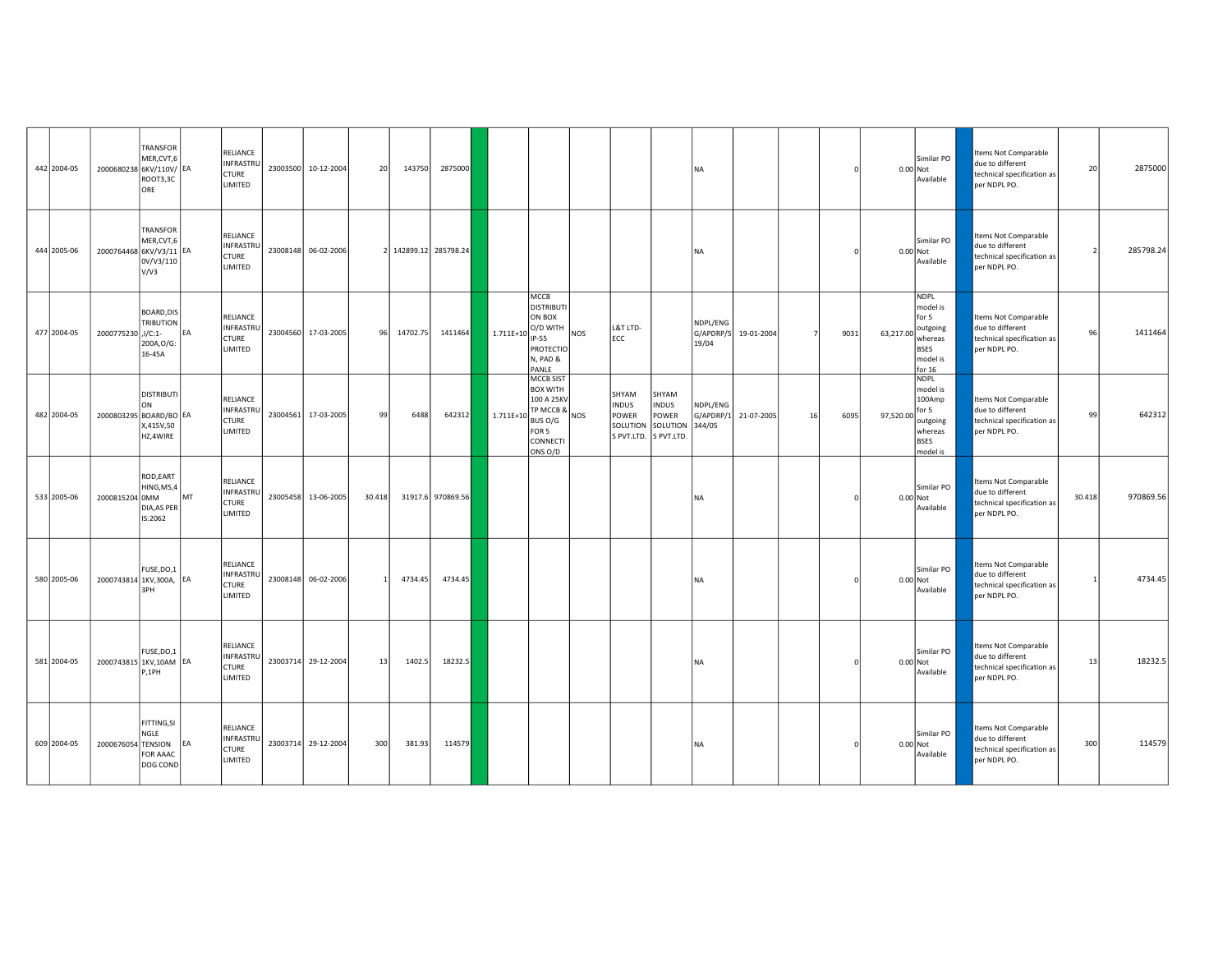| | | | | | | | | | | | | | | | | | | | | | | | | | | | |
|---|---|---|---|---|---|---|---|---|---|---|---|---|---|---|---|---|---|---|---|---|---|---|---|---|---|---|---|
| 442 | 2004-05 | 2000680238 | TRANSFORMER,CVT,66KV/110V/ROOT3,3CORE | EA | RELIANCE INFRASTRUCTURE LIMITED | 23003500 | 10-12-2004 | 20 | 143750 | 2875000 | | | | | | | NA | | | 0 | 0.00 | Similar PO Not Available | | Items Not Comparable due to different technical specification as per NDPL PO. | 20 | 2875000 |
| 444 | 2005-06 | 2000764468 | TRANSFORMER,CVT,66KV/V3/110V/V3/110V/V3 | EA | RELIANCE INFRASTRUCTURE LIMITED | 23008148 | 06-02-2006 | 2 | 142899.12 | 285798.24 | | | | | | | NA | | | 0 | 0.00 | Similar PO Not Available | | Items Not Comparable due to different technical specification as per NDPL PO. | 2 | 285798.24 |
| 477 | 2004-05 | 2000775230 | BOARD,DISTRIBUTION,I/C:1-200A,O/G:16-45A | EA | RELIANCE INFRASTRUCTURE LIMITED | 23004560 | 17-03-2005 | 96 | 14702.75 | 1411464 | | 1.711E+10 | MCCB DISTRIBUTION BOX O/D WITH IP-55 PROTECTION, PAD & PANLE | NOS | L&T LTD-ECC | | NDPL/ENGG/APDRP/519/04 | 19-01-2004 | 7 | 9031 | 63,217.00 | NDPL model is for 5 outgoing whereas BSES model is for 16 | | Items Not Comparable due to different technical specification as per NDPL PO. | 96 | 1411464 |
| 482 | 2004-05 | 2000803295 | DISTRIBUTION BOARD/BOX,415V,50HZ,4WIRE | EA | RELIANCE INFRASTRUCTURE LIMITED | 23004561 | 17-03-2005 | 99 | 6488 | 642312 | | 1.711E+10 | MCCB SISTBOX WITH 100 A 25KV TP MCCB & BUS O/G FOR 5 CONNECTIONS O/D | NOS | SHYAM INDUS POWER SOLUTIONS PVT.LTD. | SHYAM INDUS POWER SOLUTIONS PVT.LTD. | NDPL/ENGG/APDRP/1344/05 | 21-07-2005 | 16 | 6095 | 97,520.00 | NDPL model is 100Amp for 5 outgoing whereas BSES model is | | Items Not Comparable due to different technical specification as per NDPL PO. | 99 | 642312 |
| 533 | 2005-06 | 2000815204 | ROD,EARTHING,MS,40MM DIA,AS PER IS:2062 | MT | RELIANCE INFRASTRUCTURE LIMITED | 23005458 | 13-06-2005 | 30.418 | 31917.6 | 970869.56 | | | | | | | NA | | | 0 | 0.00 | Similar PO Not Available | | Items Not Comparable due to different technical specification as per NDPL PO. | 30.418 | 970869.56 |
| 580 | 2005-06 | 2000743814 | FUSE,DO,11KV,300A,3PH | EA | RELIANCE INFRASTRUCTURE LIMITED | 23008148 | 06-02-2006 | 1 | 4734.45 | 4734.45 | | | | | | | NA | | | 0 | 0.00 | Similar PO Not Available | | Items Not Comparable due to different technical specification as per NDPL PO. | 1 | 4734.45 |
| 581 | 2004-05 | 2000743815 | FUSE,DO,11KV,10AMP,1PH | EA | RELIANCE INFRASTRUCTURE LIMITED | 23003714 | 29-12-2004 | 13 | 1402.5 | 18232.5 | | | | | | | NA | | | 0 | 0.00 | Similar PO Not Available | | Items Not Comparable due to different technical specification as per NDPL PO. | 13 | 18232.5 |
| 609 | 2004-05 | 2000676054 | FITTING,SINGLE TENSION FOR AAAC DOG COND | EA | RELIANCE INFRASTRUCTURE LIMITED | 23003714 | 29-12-2004 | 300 | 381.93 | 114579 | | | | | | | NA | | | 0 | 0.00 | Similar PO Not Available | | Items Not Comparable due to different technical specification as per NDPL PO. | 300 | 114579 |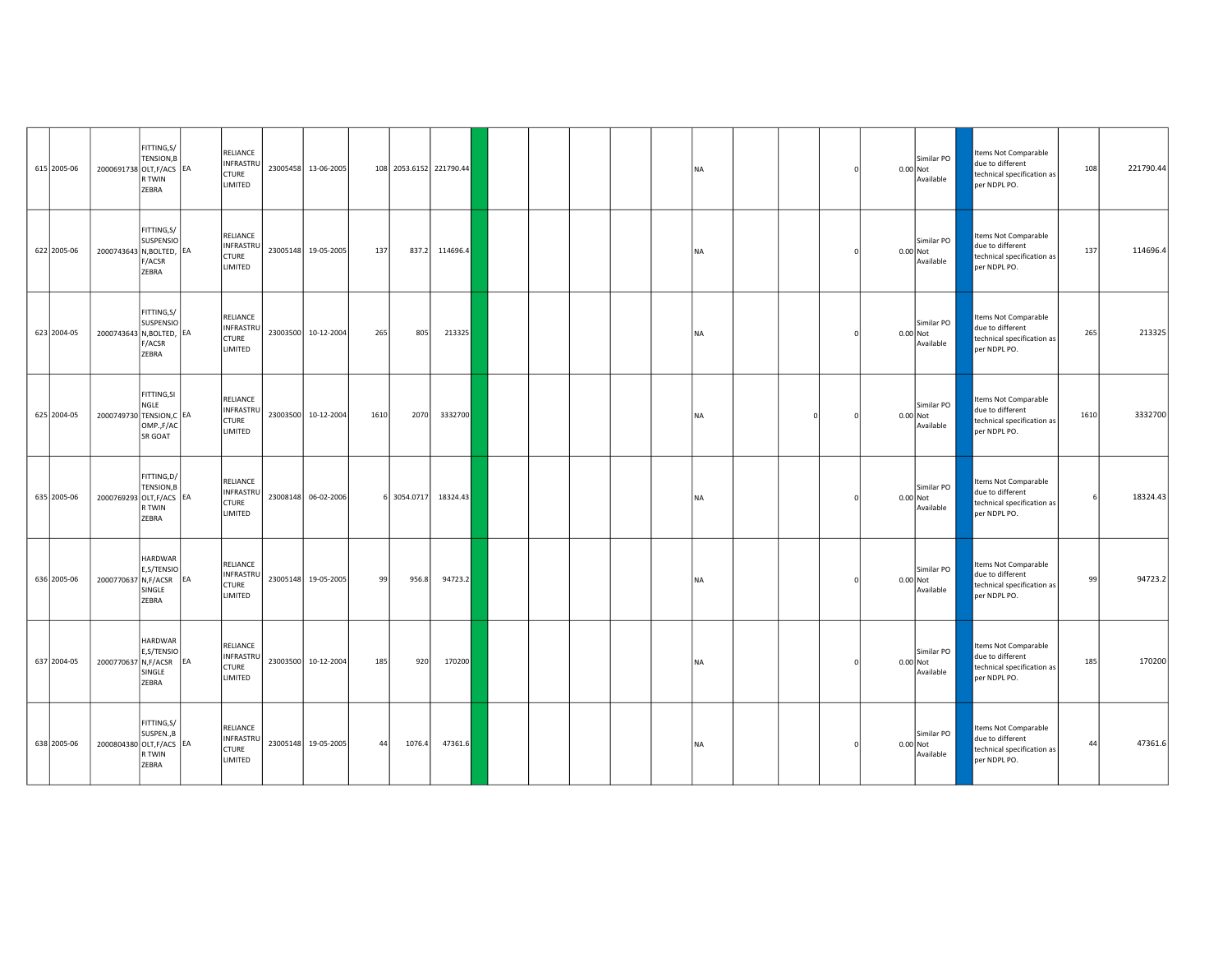| | | | | | | | | | | | | | | | | | | | | | | | | | | |
|---|---|---|---|---|---|---|---|---|---|---|---|---|---|---|---|---|---|---|---|---|---|---|---|---|---|---|
| 615 | 2005-06 | 2000691738 | FITTING,S/TENSION,BOLT,F/ACSR TWIN ZEBRA | EA | RELIANCE INFRASTRUCTURE LIMITED | 23005458 | 13-06-2005 | 108 | 2053.6152 | 221790.44 | | | | | | | NA | | | 0 | 0.00 | Similar PO Not Available | | Items Not Comparable due to different technical specification as per NDPL PO. | 108 | 221790.44 |
| 622 | 2005-06 | 2000743643 | FITTING,S/SUSPENSION,BOLTED, F/ACSR ZEBRA | EA | RELIANCE INFRASTRUCTURE LIMITED | 23005148 | 19-05-2005 | 137 | 837.2 | 114696.4 | | | | | | | NA | | | 0 | 0.00 | Similar PO Not Available | | Items Not Comparable due to different technical specification as per NDPL PO. | 137 | 114696.4 |
| 623 | 2004-05 | 2000743643 | FITTING,S/SUSPENSION,BOLTED, F/ACSR ZEBRA | EA | RELIANCE INFRASTRUCTURE LIMITED | 23003500 | 10-12-2004 | 265 | 805 | 213325 | | | | | | | NA | | | 0 | 0.00 | Similar PO Not Available | | Items Not Comparable due to different technical specification as per NDPL PO. | 265 | 213325 |
| 625 | 2004-05 | 2000749730 | FITTING,SINGLE TENSION,COMP.,F/ACSR GOAT | EA | RELIANCE INFRASTRUCTURE LIMITED | 23003500 | 10-12-2004 | 1610 | 2070 | 3332700 | | | | | | | NA | | 0 | 0 | 0.00 | Similar PO Not Available | | Items Not Comparable due to different technical specification as per NDPL PO. | 1610 | 3332700 |
| 635 | 2005-06 | 2000769293 | FITTING,D/TENSION,BOLT,F/ACSR TWIN ZEBRA | EA | RELIANCE INFRASTRUCTURE LIMITED | 23008148 | 06-02-2006 | 6 | 3054.0717 | 18324.43 | | | | | | | NA | | | 0 | 0.00 | Similar PO Not Available | | Items Not Comparable due to different technical specification as per NDPL PO. | 6 | 18324.43 |
| 636 | 2005-06 | 2000770637 | HARDWARE,S/TENSION,F/ACSR SINGLE ZEBRA | EA | RELIANCE INFRASTRUCTURE LIMITED | 23005148 | 19-05-2005 | 99 | 956.8 | 94723.2 | | | | | | | NA | | | 0 | 0.00 | Similar PO Not Available | | Items Not Comparable due to different technical specification as per NDPL PO. | 99 | 94723.2 |
| 637 | 2004-05 | 2000770637 | HARDWARE,S/TENSION,F/ACSR SINGLE ZEBRA | EA | RELIANCE INFRASTRUCTURE LIMITED | 23003500 | 10-12-2004 | 185 | 920 | 170200 | | | | | | | NA | | | 0 | 0.00 | Similar PO Not Available | | Items Not Comparable due to different technical specification as per NDPL PO. | 185 | 170200 |
| 638 | 2005-06 | 2000804380 | FITTING,S/SUSPEN.,BOLT,F/ACSR TWIN ZEBRA | EA | RELIANCE INFRASTRUCTURE LIMITED | 23005148 | 19-05-2005 | 44 | 1076.4 | 47361.6 | | | | | | | NA | | | 0 | 0.00 | Similar PO Not Available | | Items Not Comparable due to different technical specification as per NDPL PO. | 44 | 47361.6 |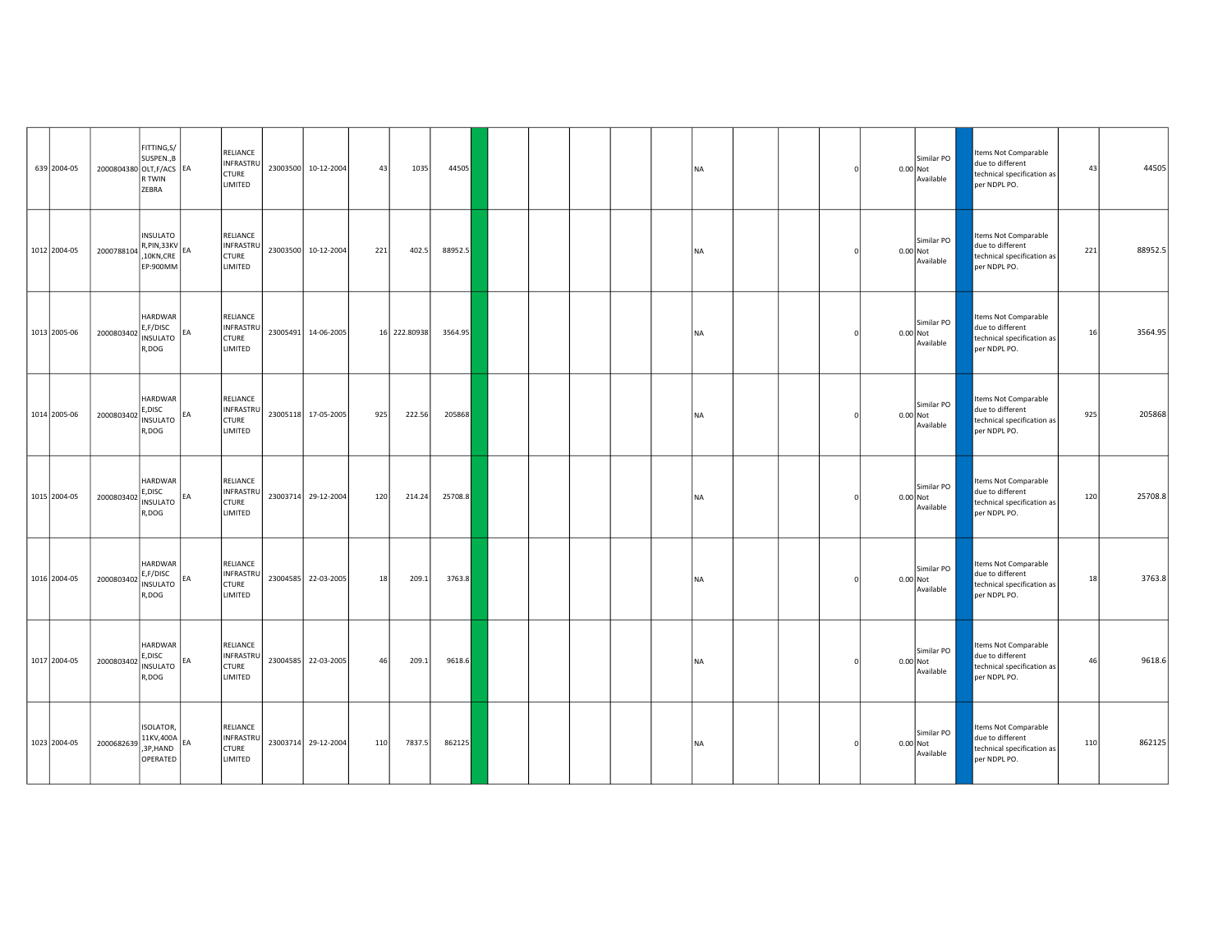| | | | | | | | | | | | | | | | | | | | | | | | | | | | |
|---|---|---|---|---|---|---|---|---|---|---|---|---|---|---|---|---|---|---|---|---|---|---|---|---|---|---|---|
| 639 | 2004-05 | 2000804380 | FITTING,S/ SUSPEN.,B OLT,F/ACS R TWIN ZEBRA | EA | RELIANCE INFRASTRU CTURE LIMITED | 23003500 | 10-12-2004 | 43 | 1035 | 44505 | | | | | | | NA | | | 0 | 0.00 | Similar PO Not Available | | Items Not Comparable due to different technical specification as per NDPL PO. | 43 | 44505 |
| 1012 | 2004-05 | 2000788104 | INSULATO R,PIN,33KV ,10KN,CRE EP:900MM | EA | RELIANCE INFRASTRU CTURE LIMITED | 23003500 | 10-12-2004 | 221 | 402.5 | 88952.5 | | | | | | | NA | | | 0 | 0.00 | Similar PO Not Available | | Items Not Comparable due to different technical specification as per NDPL PO. | 221 | 88952.5 |
| 1013 | 2005-06 | 2000803402 | HARDWAR E,F/DISC INSULATO R,DOG | EA | RELIANCE INFRASTRU CTURE LIMITED | 23005491 | 14-06-2005 | 16 | 222.80938 | 3564.95 | | | | | | | NA | | | 0 | 0.00 | Similar PO Not Available | | Items Not Comparable due to different technical specification as per NDPL PO. | 16 | 3564.95 |
| 1014 | 2005-06 | 2000803402 | HARDWAR E,DISC INSULATO R,DOG | EA | RELIANCE INFRASTRU CTURE LIMITED | 23005118 | 17-05-2005 | 925 | 222.56 | 205868 | | | | | | | NA | | | 0 | 0.00 | Similar PO Not Available | | Items Not Comparable due to different technical specification as per NDPL PO. | 925 | 205868 |
| 1015 | 2004-05 | 2000803402 | HARDWAR E,DISC INSULATO R,DOG | EA | RELIANCE INFRASTRU CTURE LIMITED | 23003714 | 29-12-2004 | 120 | 214.24 | 25708.8 | | | | | | | NA | | | 0 | 0.00 | Similar PO Not Available | | Items Not Comparable due to different technical specification as per NDPL PO. | 120 | 25708.8 |
| 1016 | 2004-05 | 2000803402 | HARDWAR E,F/DISC INSULATO R,DOG | EA | RELIANCE INFRASTRU CTURE LIMITED | 23004585 | 22-03-2005 | 18 | 209.1 | 3763.8 | | | | | | | NA | | | 0 | 0.00 | Similar PO Not Available | | Items Not Comparable due to different technical specification as per NDPL PO. | 18 | 3763.8 |
| 1017 | 2004-05 | 2000803402 | HARDWAR E,DISC INSULATO R,DOG | EA | RELIANCE INFRASTRU CTURE LIMITED | 23004585 | 22-03-2005 | 46 | 209.1 | 9618.6 | | | | | | | NA | | | 0 | 0.00 | Similar PO Not Available | | Items Not Comparable due to different technical specification as per NDPL PO. | 46 | 9618.6 |
| 1023 | 2004-05 | 2000682639 | ISOLATOR, 11KV,400A ,3P,HAND OPERATED | EA | RELIANCE INFRASTRU CTURE LIMITED | 23003714 | 29-12-2004 | 110 | 7837.5 | 862125 | | | | | | | NA | | | 0 | 0.00 | Similar PO Not Available | | Items Not Comparable due to different technical specification as per NDPL PO. | 110 | 862125 |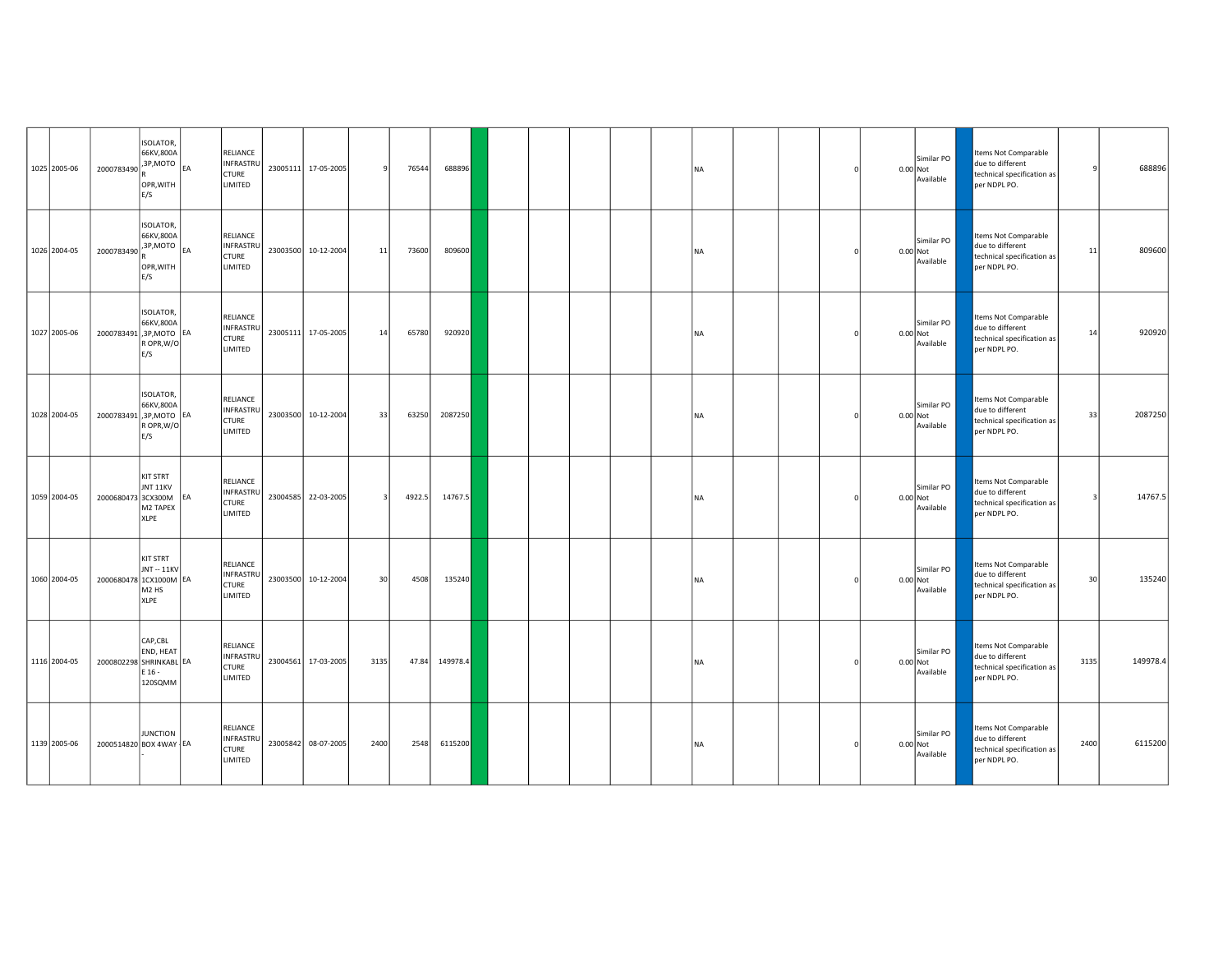| | | | | | | | | | | | | | | | | | | | | | | | | | | |
|---|---|---|---|---|---|---|---|---|---|---|---|---|---|---|---|---|---|---|---|---|---|---|---|---|---|---|
| 1025 | 2005-06 | 2000783490 | ISOLATOR, 66KV,800A ,3P,MOTO R OPR,WITH E/S | EA | RELIANCE INFRASTRU CTURE LIMITED | 23005111 | 17-05-2005 | 9 | 76544 | 688896 | | | | | | | NA | | | 0 | 0.00 | Similar PO Not Available | | Items Not Comparable due to different technical specification as per NDPL PO. | 9 | 688896 |
| 1026 | 2004-05 | 2000783490 | ISOLATOR, 66KV,800A ,3P,MOTO R OPR,WITH E/S | EA | RELIANCE INFRASTRU CTURE LIMITED | 23003500 | 10-12-2004 | 11 | 73600 | 809600 | | | | | | | NA | | | 0 | 0.00 | Similar PO Not Available | | Items Not Comparable due to different technical specification as per NDPL PO. | 11 | 809600 |
| 1027 | 2005-06 | 2000783491 | ISOLATOR, 66KV,800A ,3P,MOTO R OPR,W/O E/S | EA | RELIANCE INFRASTRU CTURE LIMITED | 23005111 | 17-05-2005 | 14 | 65780 | 920920 | | | | | | | NA | | | 0 | 0.00 | Similar PO Not Available | | Items Not Comparable due to different technical specification as per NDPL PO. | 14 | 920920 |
| 1028 | 2004-05 | 2000783491 | ISOLATOR, 66KV,800A ,3P,MOTO R OPR,W/O E/S | EA | RELIANCE INFRASTRU CTURE LIMITED | 23003500 | 10-12-2004 | 33 | 63250 | 2087250 | | | | | | | NA | | | 0 | 0.00 | Similar PO Not Available | | Items Not Comparable due to different technical specification as per NDPL PO. | 33 | 2087250 |
| 1059 | 2004-05 | 2000680473 | KIT STRT JNT 11KV 3CX300M M2 TAPEX XLPE | EA | RELIANCE INFRASTRU CTURE LIMITED | 23004585 | 22-03-2005 | 3 | 4922.5 | 14767.5 | | | | | | | NA | | | 0 | 0.00 | Similar PO Not Available | | Items Not Comparable due to different technical specification as per NDPL PO. | 3 | 14767.5 |
| 1060 | 2004-05 | 2000680478 | KIT STRT JNT -- 11KV 1CX1000M M2 HS XLPE | EA | RELIANCE INFRASTRU CTURE LIMITED | 23003500 | 10-12-2004 | 30 | 4508 | 135240 | | | | | | | NA | | | 0 | 0.00 | Similar PO Not Available | | Items Not Comparable due to different technical specification as per NDPL PO. | 30 | 135240 |
| 1116 | 2004-05 | 2000802298 | CAP,CBL END, HEAT SHRINKABL E 16 - 120SQMM | EA | RELIANCE INFRASTRU CTURE LIMITED | 23004561 | 17-03-2005 | 3135 | 47.84 | 149978.4 | | | | | | | NA | | | 0 | 0.00 | Similar PO Not Available | | Items Not Comparable due to different technical specification as per NDPL PO. | 3135 | 149978.4 |
| 1139 | 2005-06 | 2000514820 | JUNCTION BOX 4WAY - | EA | RELIANCE INFRASTRU CTURE LIMITED | 23005842 | 08-07-2005 | 2400 | 2548 | 6115200 | | | | | | | NA | | | 0 | 0.00 | Similar PO Not Available | | Items Not Comparable due to different technical specification as per NDPL PO. | 2400 | 6115200 |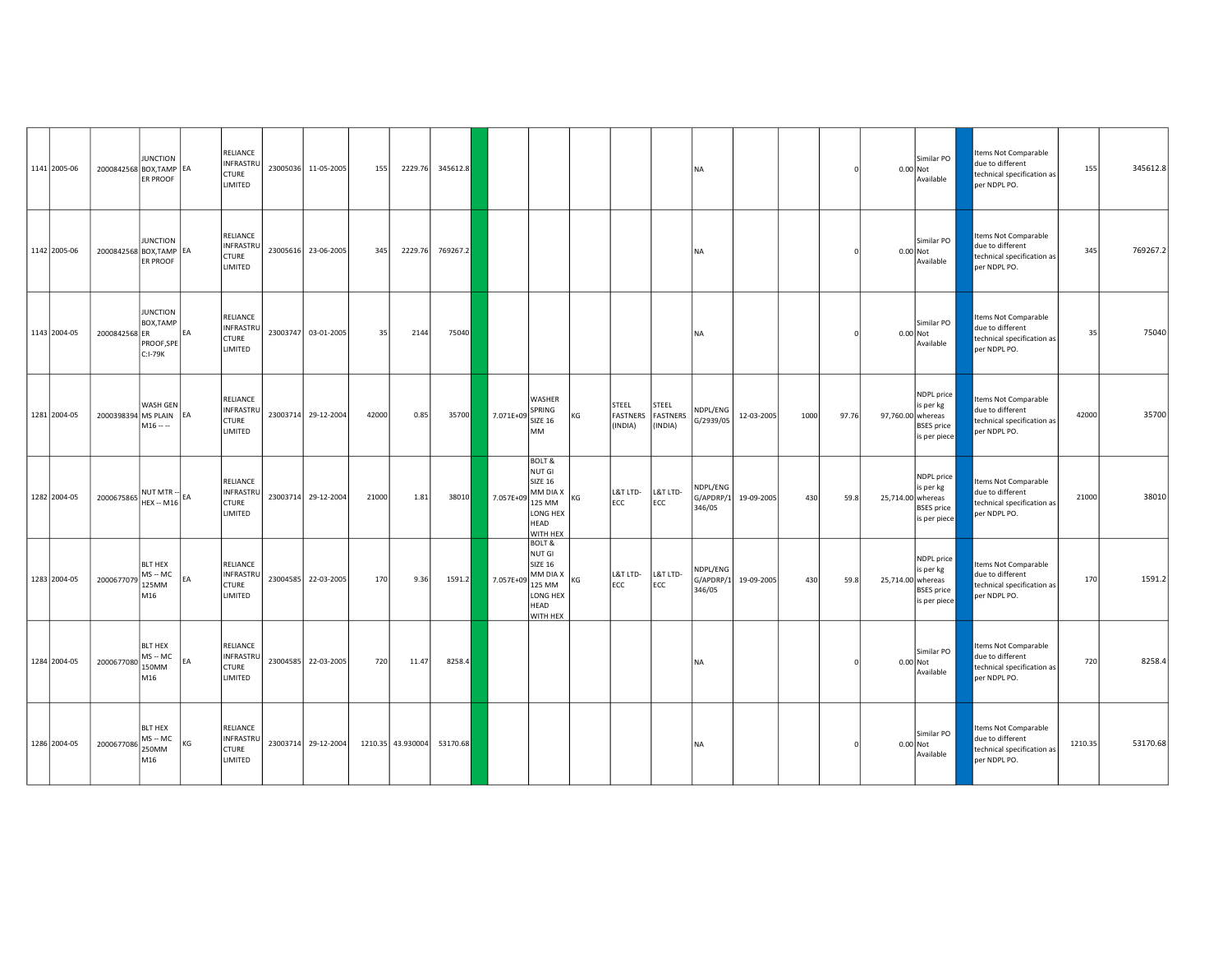| | | | | | | | | | | | | | | | | | | | | | | | | | | |
|---|---|---|---|---|---|---|---|---|---|---|---|---|---|---|---|---|---|---|---|---|---|---|---|---|---|---|
| 1141 | 2005-06 | 2000842568 | JUNCTION BOX,TAMPER PROOF | EA | RELIANCE INFRASTRUCTURE LIMITED | 23005036 | 11-05-2005 | 155 | 2229.76 | 345612.8 | | | | | | | NA | | | | 0 | 0.00 | Similar PO Not Available | | Items Not Comparable due to different technical specification as per NDPL PO. | 155 | 345612.8 |
| 1142 | 2005-06 | 2000842568 | JUNCTION BOX,TAMPER PROOF | EA | RELIANCE INFRASTRUCTURE LIMITED | 23005616 | 23-06-2005 | 345 | 2229.76 | 769267.2 | | | | | | | NA | | | | 0 | 0.00 | Similar PO Not Available | | Items Not Comparable due to different technical specification as per NDPL PO. | 345 | 769267.2 |
| 1143 | 2004-05 | 2000842568 | JUNCTION BOX,TAMPER PROOF,SPEC:I-79K | EA | RELIANCE INFRASTRUCTURE LIMITED | 23003747 | 03-01-2005 | 35 | 2144 | 75040 | | | | | | | NA | | | | 0 | 0.00 | Similar PO Not Available | | Items Not Comparable due to different technical specification as per NDPL PO. | 35 | 75040 |
| 1281 | 2004-05 | 2000398394 | WASH GEN MS PLAIN M16 -- -- | EA | RELIANCE INFRASTRUCTURE LIMITED | 23003714 | 29-12-2004 | 42000 | 0.85 | 35700 | | 7.071E+09 | WASHER SPRING SIZE 16 MM | KG | STEEL FASTNERS (INDIA) | STEEL FASTNERS (INDIA) | NDPL/ENG G/2939/05 | 12-03-2005 | 1000 | 97.76 | 97,760.00 | NDPL price is per kg whereas BSES price is per piece | | Items Not Comparable due to different technical specification as per NDPL PO. | 42000 | 35700 |
| 1282 | 2004-05 | 2000675865 | NUT MTR -- HEX -- M16 | EA | RELIANCE INFRASTRUCTURE LIMITED | 23003714 | 29-12-2004 | 21000 | 1.81 | 38010 | | 7.057E+09 | BOLT & NUT GI SIZE 16 MM DIA X 125 MM LONG HEX HEAD WITH HEX | KG | L&T LTD-ECC | L&T LTD-ECC | NDPL/ENG G/APDRP/1 346/05 | 19-09-2005 | 430 | 59.8 | 25,714.00 | NDPL price is per kg whereas BSES price is per piece | | Items Not Comparable due to different technical specification as per NDPL PO. | 21000 | 38010 |
| 1283 | 2004-05 | 2000677079 | BLT HEX MS -- MC 125MM M16 | EA | RELIANCE INFRASTRUCTURE LIMITED | 23004585 | 22-03-2005 | 170 | 9.36 | 1591.2 | | 7.057E+09 | BOLT & NUT GI SIZE 16 MM DIA X 125 MM LONG HEX HEAD WITH HEX | KG | L&T LTD-ECC | L&T LTD-ECC | NDPL/ENG G/APDRP/1 346/05 | 19-09-2005 | 430 | 59.8 | 25,714.00 | NDPL price is per kg whereas BSES price is per piece | | Items Not Comparable due to different technical specification as per NDPL PO. | 170 | 1591.2 |
| 1284 | 2004-05 | 2000677080 | BLT HEX MS -- MC 150MM M16 | EA | RELIANCE INFRASTRUCTURE LIMITED | 23004585 | 22-03-2005 | 720 | 11.47 | 8258.4 | | | | | | | NA | | | | 0 | 0.00 | Similar PO Not Available | | Items Not Comparable due to different technical specification as per NDPL PO. | 720 | 8258.4 |
| 1286 | 2004-05 | 2000677086 | BLT HEX MS -- MC 250MM M16 | KG | RELIANCE INFRASTRUCTURE LIMITED | 23003714 | 29-12-2004 | 1210.35 | 43.930004 | 53170.68 | | | | | | | NA | | | | 0 | 0.00 | Similar PO Not Available | | Items Not Comparable due to different technical specification as per NDPL PO. | 1210.35 | 53170.68 |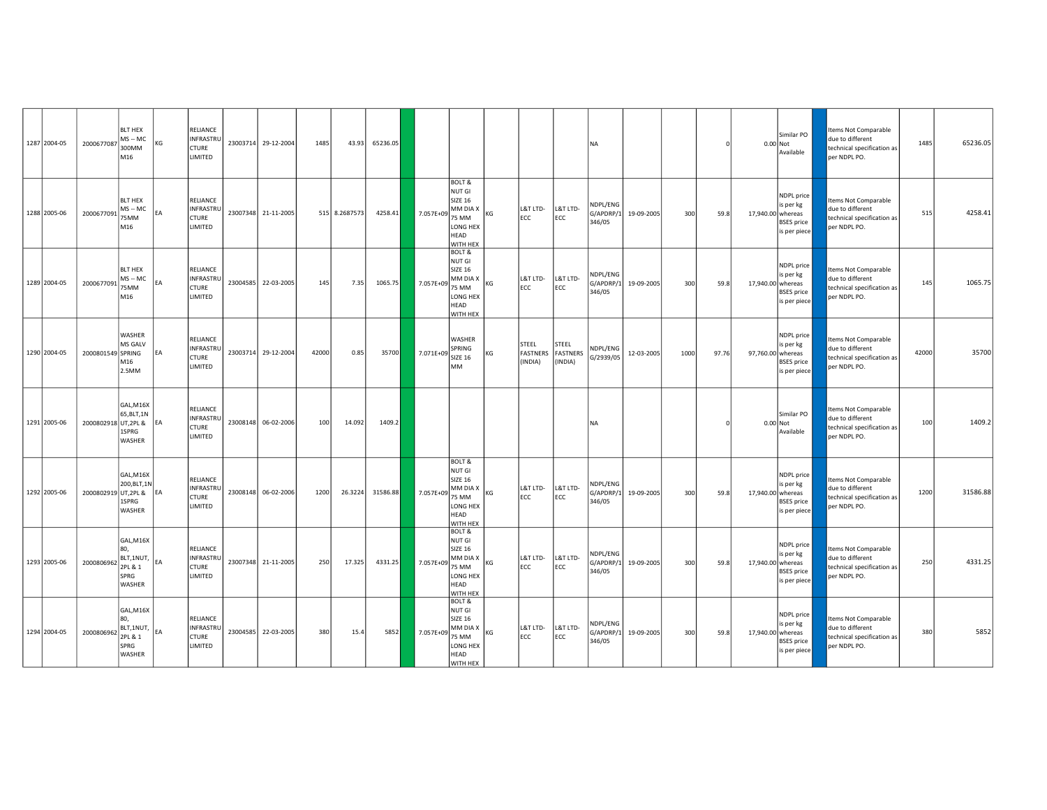| | | | | | | | | | | | | | | | | | | | | | | | | | | |
|---|---|---|---|---|---|---|---|---|---|---|---|---|---|---|---|---|---|---|---|---|---|---|---|---|---|---|
| 1287 | 2004-05 | 2000677087 | BLT HEX MS -- MC 300MM M16 | KG | RELIANCE INFRASTRUCTURE LIMITED | 23003714 | 29-12-2004 | 1485 | 43.93 | 65236.05 | | | | | | | NA | | | | 0 | 0.00 | Similar PO Not Available | | Items Not Comparable due to different technical specification as per NDPL PO. | 1485 | 65236.05 |
| 1288 | 2005-06 | 2000677091 | BLT HEX MS -- MC 75MM M16 | EA | RELIANCE INFRASTRUCTURE LIMITED | 23007348 | 21-11-2005 | 515 | 8.2687573 | 4258.41 | | 7.057E+09 | BOLT & NUT GI SIZE 16 MM DIA X 75 MM LONG HEX HEAD WITH HEX | KG | L&T LTD-ECC | L&T LTD-ECC | NDPL/ENG G/APDRP/1 346/05 | 19-09-2005 | 300 | 59.8 | 17,940.00 | | NDPL price is per kg whereas BSES price is per piece | | Items Not Comparable due to different technical specification as per NDPL PO. | 515 | 4258.41 |
| 1289 | 2004-05 | 2000677091 | BLT HEX MS -- MC 75MM M16 | EA | RELIANCE INFRASTRUCTURE LIMITED | 23004585 | 22-03-2005 | 145 | 7.35 | 1065.75 | | 7.057E+09 | BOLT & NUT GI SIZE 16 MM DIA X 75 MM LONG HEX HEAD WITH HEX | KG | L&T LTD-ECC | L&T LTD-ECC | NDPL/ENG G/APDRP/1 346/05 | 19-09-2005 | 300 | 59.8 | 17,940.00 | | NDPL price is per kg whereas BSES price is per piece | | Items Not Comparable due to different technical specification as per NDPL PO. | 145 | 1065.75 |
| 1290 | 2004-05 | 2000801549 | WASHER MS GALV SPRING M16 2.5MM | EA | RELIANCE INFRASTRUCTURE LIMITED | 23003714 | 29-12-2004 | 42000 | 0.85 | 35700 | | 7.071E+09 | WASHER SPRING SIZE 16 MM | KG | STEEL FASTNERS (INDIA) | STEEL FASTNERS (INDIA) | NDPL/ENG G/2939/05 | 12-03-2005 | 1000 | 97.76 | 97,760.00 | | NDPL price is per kg whereas BSES price is per piece | | Items Not Comparable due to different technical specification as per NDPL PO. | 42000 | 35700 |
| 1291 | 2005-06 | 2000802918 | GAL,M16X 65,BLT,1N UT,2PL & 1SPRG WASHER | EA | RELIANCE INFRASTRUCTURE LIMITED | 23008148 | 06-02-2006 | 100 | 14.092 | 1409.2 | | | | | | | NA | | | | 0 | 0.00 | Similar PO Not Available | | Items Not Comparable due to different technical specification as per NDPL PO. | 100 | 1409.2 |
| 1292 | 2005-06 | 2000802919 | GAL,M16X 200,BLT,1N UT,2PL & 1SPRG WASHER | EA | RELIANCE INFRASTRUCTURE LIMITED | 23008148 | 06-02-2006 | 1200 | 26.3224 | 31586.88 | | 7.057E+09 | BOLT & NUT GI SIZE 16 MM DIA X 75 MM LONG HEX HEAD WITH HEX | KG | L&T LTD-ECC | L&T LTD-ECC | NDPL/ENG G/APDRP/1 346/05 | 19-09-2005 | 300 | 59.8 | 17,940.00 | | NDPL price is per kg whereas BSES price is per piece | | Items Not Comparable due to different technical specification as per NDPL PO. | 1200 | 31586.88 |
| 1293 | 2005-06 | 2000806962 | GAL,M16X 80, BLT,1NUT, 2PL & 1 SPRG WASHER | EA | RELIANCE INFRASTRUCTURE LIMITED | 23007348 | 21-11-2005 | 250 | 17.325 | 4331.25 | | 7.057E+09 | BOLT & NUT GI SIZE 16 MM DIA X 75 MM LONG HEX HEAD WITH HEX | KG | L&T LTD-ECC | L&T LTD-ECC | NDPL/ENG G/APDRP/1 346/05 | 19-09-2005 | 300 | 59.8 | 17,940.00 | | NDPL price is per kg whereas BSES price is per piece | | Items Not Comparable due to different technical specification as per NDPL PO. | 250 | 4331.25 |
| 1294 | 2004-05 | 2000806962 | GAL,M16X 80, BLT,1NUT, 2PL & 1 SPRG WASHER | EA | RELIANCE INFRASTRUCTURE LIMITED | 23004585 | 22-03-2005 | 380 | 15.4 | 5852 | | 7.057E+09 | BOLT & NUT GI SIZE 16 MM DIA X 75 MM LONG HEX HEAD WITH HEX | KG | L&T LTD-ECC | L&T LTD-ECC | NDPL/ENG G/APDRP/1 346/05 | 19-09-2005 | 300 | 59.8 | 17,940.00 | | NDPL price is per kg whereas BSES price is per piece | | Items Not Comparable due to different technical specification as per NDPL PO. | 380 | 5852 |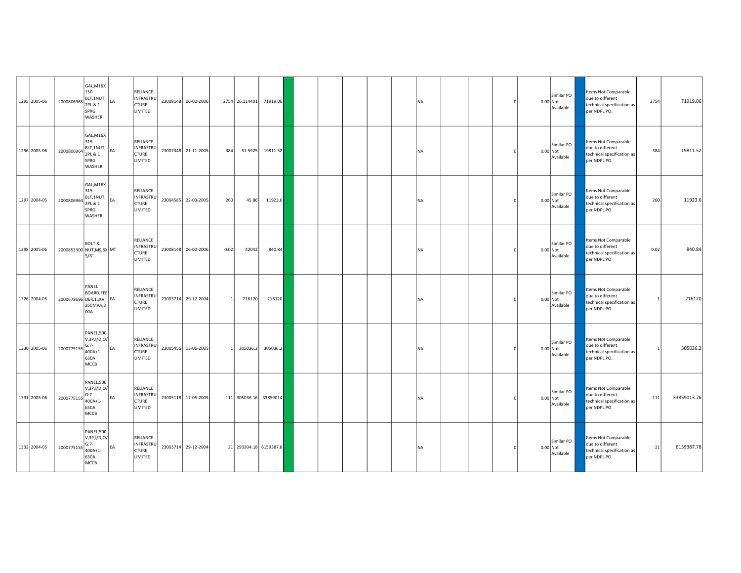| | | | | | | | | | | | | | | | | | | | | | | | | | | |
|---|---|---|---|---|---|---|---|---|---|---|---|---|---|---|---|---|---|---|---|---|---|---|---|---|---|---|
| 1295 | 2005-06 | 2000806963 | GAL,M16X 150 BLT,1NUT, 2PL & 1 SPRG WASHER | EA | RELIANCE INFRASTRUCTURE LIMITED | 23008148 | 06-02-2006 | 2754 | 26.114401 | 71919.06 | | | | | | | NA | | | 0 | 0.00 | Similar PO Not Available | | Items Not Comparable due to different technical specification as per NDPL PO. | 2754 | 71919.06 |
| 1296 | 2005-06 | 2000806964 | GAL,M16X 315 BLT,1NUT, 2PL & 1 SPRG WASHER | EA | RELIANCE INFRASTRUCTURE LIMITED | 23007348 | 21-11-2005 | 384 | 51.5925 | 19811.52 | | | | | | | NA | | | 0 | 0.00 | Similar PO Not Available | | Items Not Comparable due to different technical specification as per NDPL PO. | 384 | 19811.52 |
| 1297 | 2004-05 | 2000806964 | GAL,M16X 315 BLT,1NUT, 2PL & 1 SPRG WASHER | EA | RELIANCE INFRASTRUCTURE LIMITED | 23004585 | 22-03-2005 | 260 | 45.86 | 11923.6 | | | | | | | NA | | | 0 | 0.00 | Similar PO Not Available | | Items Not Comparable due to different technical specification as per NDPL PO. | 260 | 11923.6 |
| 1298 | 2005-06 | 2000853300 | BOLT & NUT,MS,6X 5/8" | MT | RELIANCE INFRASTRUCTURE LIMITED | 23008148 | 06-02-2006 | 0.02 | 42042 | 840.84 | | | | | | | NA | | | 0 | 0.00 | Similar PO Not Available | | Items Not Comparable due to different technical specification as per NDPL PO. | 0.02 | 840.84 |
| 1326 | 2004-05 | 2000678696 | PANEL BOARD,FEEDER,11KV, 350MVA,800A | EA | RELIANCE INFRASTRUCTURE LIMITED | 23003714 | 29-12-2004 | 1 | 216120 | 216120 | | | | | | | NA | | | 0 | 0.00 | Similar PO Not Available | | Items Not Comparable due to different technical specification as per NDPL PO. | 1 | 216120 |
| 1330 | 2005-06 | 2000775155 | PANEL,500 V,3P,I/D,O/G:7-400A+1-630A MCCB | EA | RELIANCE INFRASTRUCTURE LIMITED | 23005456 | 13-06-2005 | 1 | 305036.2 | 305036.2 | | | | | | | NA | | | 0 | 0.00 | Similar PO Not Available | | Items Not Comparable due to different technical specification as per NDPL PO. | 1 | 305036.2 |
| 1331 | 2005-06 | 2000775155 | PANEL,500 V,3P,I/D,O/G:7-400A+1-630A MCCB | EA | RELIANCE INFRASTRUCTURE LIMITED | 23005118 | 17-05-2005 | 111 | 305036.16 | 33859014 | | | | | | | NA | | | 0 | 0.00 | Similar PO Not Available | | Items Not Comparable due to different technical specification as per NDPL PO. | 111 | 33859013.76 |
| 1332 | 2004-05 | 2000775155 | PANEL,500 V,3P,I/D,O/G:7-400A+1-630A MCCB | EA | RELIANCE INFRASTRUCTURE LIMITED | 23003714 | 29-12-2004 | 21 | 293304.18 | 6159387.8 | | | | | | | NA | | | 0 | 0.00 | Similar PO Not Available | | Items Not Comparable due to different technical specification as per NDPL PO. | 21 | 6159387.78 |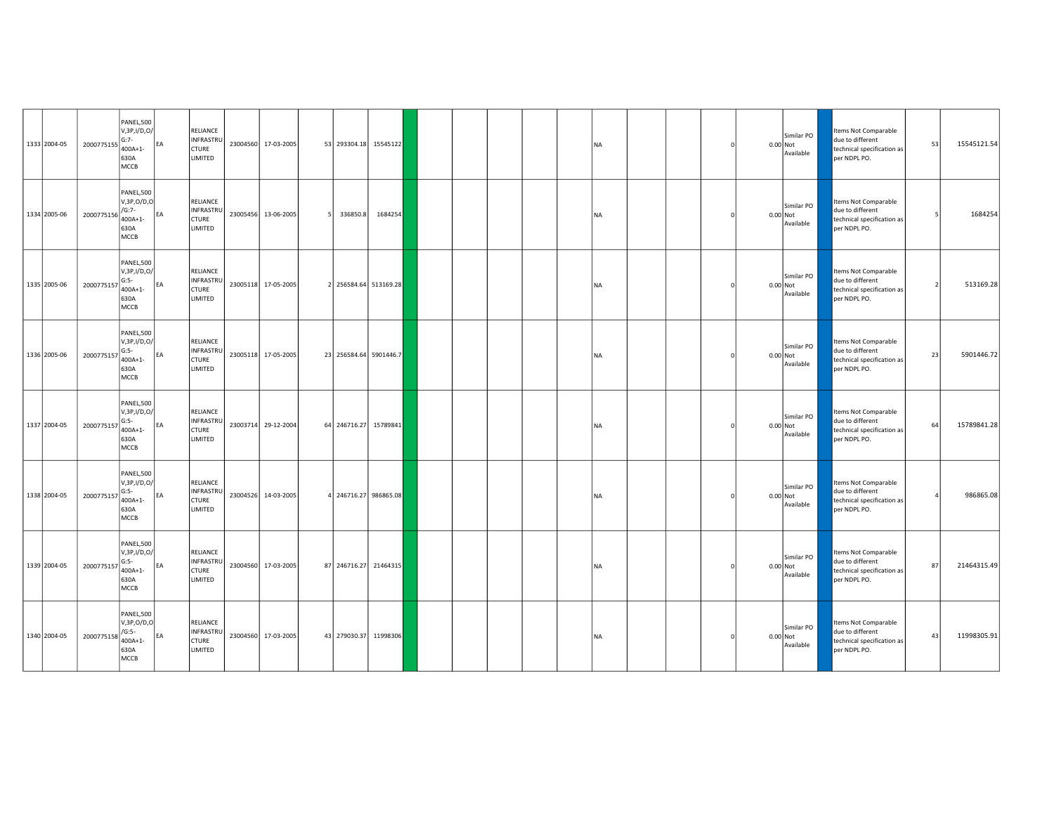| | | | | | | | | | | | | | | | | | | | | | | | | | | |
|---|---|---|---|---|---|---|---|---|---|---|---|---|---|---|---|---|---|---|---|---|---|---|---|---|---|---|
| 1333 | 2004-05 | 2000775155 | PANEL,500 V,3P,I/D,O/ G:7- 400A+1- 630A MCCB | EA | RELIANCE INFRASTRU CTURE LIMITED | 23004560 | 17-03-2005 | 53 | 293304.18 | 15545122 | | | | | | | NA | | | 0 | 0.00 | Similar PO Not Available | | Items Not Comparable due to different technical specification as per NDPL PO. | 53 | 15545121.54 |
| 1334 | 2005-06 | 2000775156 | PANEL,500 V,3P,O/D,O /G:7- 400A+1- 630A MCCB | EA | RELIANCE INFRASTRU CTURE LIMITED | 23005456 | 13-06-2005 | 5 | 336850.8 | 1684254 | | | | | | | NA | | | 0 | 0.00 | Similar PO Not Available | | Items Not Comparable due to different technical specification as per NDPL PO. | 5 | 1684254 |
| 1335 | 2005-06 | 2000775157 | PANEL,500 V,3P,I/D,O/ G:5- 400A+1- 630A MCCB | EA | RELIANCE INFRASTRU CTURE LIMITED | 23005118 | 17-05-2005 | 2 | 256584.64 | 513169.28 | | | | | | | NA | | | 0 | 0.00 | Similar PO Not Available | | Items Not Comparable due to different technical specification as per NDPL PO. | 2 | 513169.28 |
| 1336 | 2005-06 | 2000775157 | PANEL,500 V,3P,I/D,O/ G:5- 400A+1- 630A MCCB | EA | RELIANCE INFRASTRU CTURE LIMITED | 23005118 | 17-05-2005 | 23 | 256584.64 | 5901446.7 | | | | | | | NA | | | 0 | 0.00 | Similar PO Not Available | | Items Not Comparable due to different technical specification as per NDPL PO. | 23 | 5901446.72 |
| 1337 | 2004-05 | 2000775157 | PANEL,500 V,3P,I/D,O/ G:5- 400A+1- 630A MCCB | EA | RELIANCE INFRASTRU CTURE LIMITED | 23003714 | 29-12-2004 | 64 | 246716.27 | 15789841 | | | | | | | NA | | | 0 | 0.00 | Similar PO Not Available | | Items Not Comparable due to different technical specification as per NDPL PO. | 64 | 15789841.28 |
| 1338 | 2004-05 | 2000775157 | PANEL,500 V,3P,I/D,O/ G:5- 400A+1- 630A MCCB | EA | RELIANCE INFRASTRU CTURE LIMITED | 23004526 | 14-03-2005 | 4 | 246716.27 | 986865.08 | | | | | | | NA | | | 0 | 0.00 | Similar PO Not Available | | Items Not Comparable due to different technical specification as per NDPL PO. | 4 | 986865.08 |
| 1339 | 2004-05 | 2000775157 | PANEL,500 V,3P,I/D,O/ G:5- 400A+1- 630A MCCB | EA | RELIANCE INFRASTRU CTURE LIMITED | 23004560 | 17-03-2005 | 87 | 246716.27 | 21464315 | | | | | | | NA | | | 0 | 0.00 | Similar PO Not Available | | Items Not Comparable due to different technical specification as per NDPL PO. | 87 | 21464315.49 |
| 1340 | 2004-05 | 2000775158 | PANEL,500 V,3P,O/D,O /G:5- 400A+1- 630A MCCB | EA | RELIANCE INFRASTRU CTURE LIMITED | 23004560 | 17-03-2005 | 43 | 279030.37 | 11998306 | | | | | | | NA | | | 0 | 0.00 | Similar PO Not Available | | Items Not Comparable due to different technical specification as per NDPL PO. | 43 | 11998305.91 |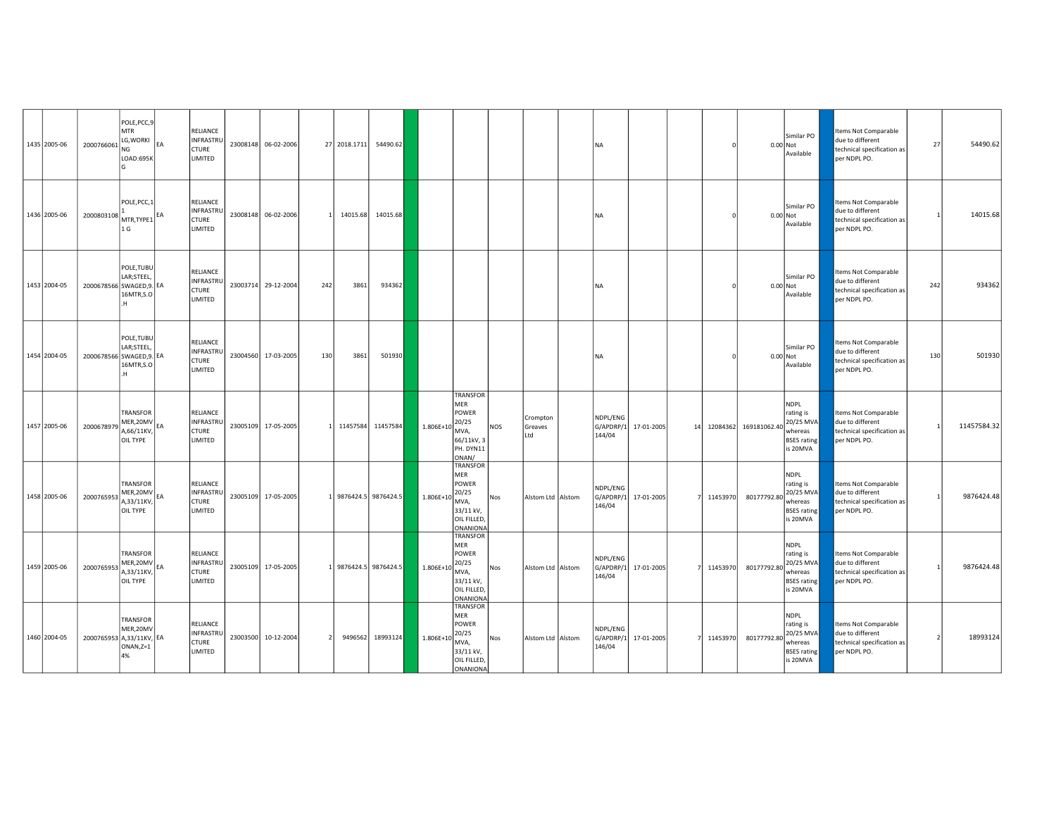| | | | | | | | | | | | | | | | | | | | | | | | | | | |
|---|---|---|---|---|---|---|---|---|---|---|---|---|---|---|---|---|---|---|---|---|---|---|---|---|---|---|
| 1435 | 2005-06 | 2000766061 | POLE,PCC,9 MTR LG,WORKING LOAD:695KG | EA | RELIANCE INFRASTRUCTURE LIMITED | 23008148 | 06-02-2006 | 27 | 2018.1711 | 54490.62 | | | | | | | NA | | | 0 | 0.00 | Similar PO Not Available | | Items Not Comparable due to different technical specification as per NDPL PO. | 27 | 54490.62 |
| 1436 | 2005-06 | 2000803108 | POLE,PCC,11 MTR,TYPE11 G | EA | RELIANCE INFRASTRUCTURE LIMITED | 23008148 | 06-02-2006 | 1 | 14015.68 | 14015.68 | | | | | | | NA | | | 0 | 0.00 | Similar PO Not Available | | Items Not Comparable due to different technical specification as per NDPL PO. | 1 | 14015.68 |
| 1453 | 2004-05 | 2000678566 | POLE,TUBULAR;STEEL, SWAGED,9.16MTR,S.O.H | EA | RELIANCE INFRASTRUCTURE LIMITED | 23003714 | 29-12-2004 | 242 | 3861 | 934362 | | | | | | | NA | | | 0 | 0.00 | Similar PO Not Available | | Items Not Comparable due to different technical specification as per NDPL PO. | 242 | 934362 |
| 1454 | 2004-05 | 2000678566 | POLE,TUBULAR;STEEL, SWAGED,9.16MTR,S.O.H | EA | RELIANCE INFRASTRUCTURE LIMITED | 23004560 | 17-03-2005 | 130 | 3861 | 501930 | | | | | | | NA | | | 0 | 0.00 | Similar PO Not Available | | Items Not Comparable due to different technical specification as per NDPL PO. | 130 | 501930 |
| 1457 | 2005-06 | 2000678979 | TRANSFORMER,20MVA,66/11KV, OIL TYPE | EA | RELIANCE INFRASTRUCTURE LIMITED | 23005109 | 17-05-2005 | 1 | 11457584 | 11457584 | | 1.806E+10 | TRANSFORMER POWER 20/25 MVA, 66/11kV, 3 PH. DYN11 ONAN/ | NOS | Crompton Greaves Ltd | | NDPL/ENGG/APDRP/1144/04 | 17-01-2005 | 14 | 12084362 | 169181062.40 | NDPL rating is 20/25 MVA whereas BSES rating is 20MVA | | Items Not Comparable due to different technical specification as per NDPL PO. | 1 | 11457584.32 |
| 1458 | 2005-06 | 2000765953 | TRANSFORMER,20MVA,33/11KV, OIL TYPE | EA | RELIANCE INFRASTRUCTURE LIMITED | 23005109 | 17-05-2005 | 1 | 9876424.5 | 9876424.5 | | 1.806E+10 | TRANSFORMER POWER 20/25 MVA, 33/11 kV, OIL FILLED, ONANIONA | Nos | Alstom Ltd | Alstom | NDPL/ENGG/APDRP/1146/04 | 17-01-2005 | 7 | 11453970 | 80177792.80 | NDPL rating is 20/25 MVA whereas BSES rating is 20MVA | | Items Not Comparable due to different technical specification as per NDPL PO. | 1 | 9876424.48 |
| 1459 | 2005-06 | 2000765953 | TRANSFORMER,20MVA,33/11KV, OIL TYPE | EA | RELIANCE INFRASTRUCTURE LIMITED | 23005109 | 17-05-2005 | 1 | 9876424.5 | 9876424.5 | | 1.806E+10 | TRANSFORMER POWER 20/25 MVA, 33/11 kV, OIL FILLED, ONANIONA | Nos | Alstom Ltd | Alstom | NDPL/ENGG/APDRP/1146/04 | 17-01-2005 | 7 | 11453970 | 80177792.80 | NDPL rating is 20/25 MVA whereas BSES rating is 20MVA | | Items Not Comparable due to different technical specification as per NDPL PO. | 1 | 9876424.48 |
| 1460 | 2004-05 | 2000765953 | TRANSFORMER,20MVA,33/11KV, ONAN,Z=14% | EA | RELIANCE INFRASTRUCTURE LIMITED | 23003500 | 10-12-2004 | 2 | 9496562 | 18993124 | | 1.806E+10 | TRANSFORMER POWER 20/25 MVA, 33/11 kV, OIL FILLED, ONANIONA | Nos | Alstom Ltd | Alstom | NDPL/ENGG/APDRP/1146/04 | 17-01-2005 | 7 | 11453970 | 80177792.80 | NDPL rating is 20/25 MVA whereas BSES rating is 20MVA | | Items Not Comparable due to different technical specification as per NDPL PO. | 2 | 18993124 |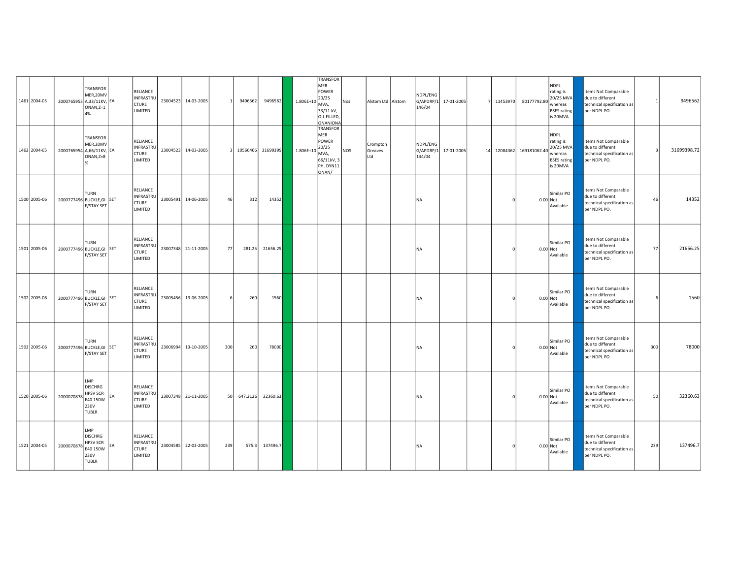| | | | | | | | | | | | | | | | | | | | | | | | | | | | |
|---|---|---|---|---|---|---|---|---|---|---|---|---|---|---|---|---|---|---|---|---|---|---|---|---|---|---|---|
| 1461 | 2004-05 | 2000765953 | TRANSFORMER,20MVA,33/11KV,ONAN,Z=14% | EA | RELIANCE INFRASTRUCTURE LIMITED | 23004523 | 14-03-2005 | 1 | 9496562 | 9496562 | | 1.806E+10 | TRANSFORMER POWER 20/25 MVA, 33/11 kV, OIL FILLED, ONAN/ONA | Nos | Alstom Ltd | Alstom | NDPL/ENG G/APDRP/1 146/04 | 17-01-2005 | 7 | 11453970 | 80177792.80 | NDPL rating is 20/25 MVA whereas BSES rating is 20MVA | | Items Not Comparable due to different technical specification as per NDPL PO. | 1 | 9496562 |
| 1462 | 2004-05 | 2000765954 | TRANSFORMER,20MVA,66/11KV,ONAN,Z=8% | EA | RELIANCE INFRASTRUCTURE LIMITED | 23004523 | 14-03-2005 | 3 | 10566466 | 31699399 | | 1.806E+10 | TRANSFORMER POWER 20/25 MVA, 66/11kV, 3 PH. DYN11 ONAN/ | NOS | Crompton Greaves Ltd | | NDPL/ENG G/APDRP/1 144/04 | 17-01-2005 | 14 | 12084362 | 169181062.40 | NDPL rating is 20/25 MVA whereas BSES rating is 20MVA | | Items Not Comparable due to different technical specification as per NDPL PO. | 3 | 31699398.72 |
| 1500 | 2005-06 | 2000777496 | TURN BUCKLE,GI F/STAY SET | SET | RELIANCE INFRASTRUCTURE LIMITED | 23005491 | 14-06-2005 | 46 | 312 | 14352 | | | | | | | NA | | | 0 | 0.00 | Similar PO Not Available | | Items Not Comparable due to different technical specification as per NDPL PO. | 46 | 14352 |
| 1501 | 2005-06 | 2000777496 | TURN BUCKLE,GI F/STAY SET | SET | RELIANCE INFRASTRUCTURE LIMITED | 23007348 | 21-11-2005 | 77 | 281.25 | 21656.25 | | | | | | | NA | | | 0 | 0.00 | Similar PO Not Available | | Items Not Comparable due to different technical specification as per NDPL PO. | 77 | 21656.25 |
| 1502 | 2005-06 | 2000777496 | TURN BUCKLE,GI F/STAY SET | SET | RELIANCE INFRASTRUCTURE LIMITED | 23005456 | 13-06-2005 | 6 | 260 | 1560 | | | | | | | NA | | | 0 | 0.00 | Similar PO Not Available | | Items Not Comparable due to different technical specification as per NDPL PO. | 6 | 1560 |
| 1503 | 2005-06 | 2000777496 | TURN BUCKLE,GI F/STAY SET | SET | RELIANCE INFRASTRUCTURE LIMITED | 23006994 | 13-10-2005 | 300 | 260 | 78000 | | | | | | | NA | | | 0 | 0.00 | Similar PO Not Available | | Items Not Comparable due to different technical specification as per NDPL PO. | 300 | 78000 |
| 1520 | 2005-06 | 2000070878 | LMP DISCHRG HPSV SCR E40 150W 230V TUBLR | EA | RELIANCE INFRASTRUCTURE LIMITED | 23007348 | 21-11-2005 | 50 | 647.2126 | 32360.63 | | | | | | | NA | | | 0 | 0.00 | Similar PO Not Available | | Items Not Comparable due to different technical specification as per NDPL PO. | 50 | 32360.63 |
| 1521 | 2004-05 | 2000070878 | LMP DISCHRG HPSV SCR E40 150W 230V TUBLR | EA | RELIANCE INFRASTRUCTURE LIMITED | 23004585 | 22-03-2005 | 239 | 575.3 | 137496.7 | | | | | | | NA | | | 0 | 0.00 | Similar PO Not Available | | Items Not Comparable due to different technical specification as per NDPL PO. | 239 | 137496.7 |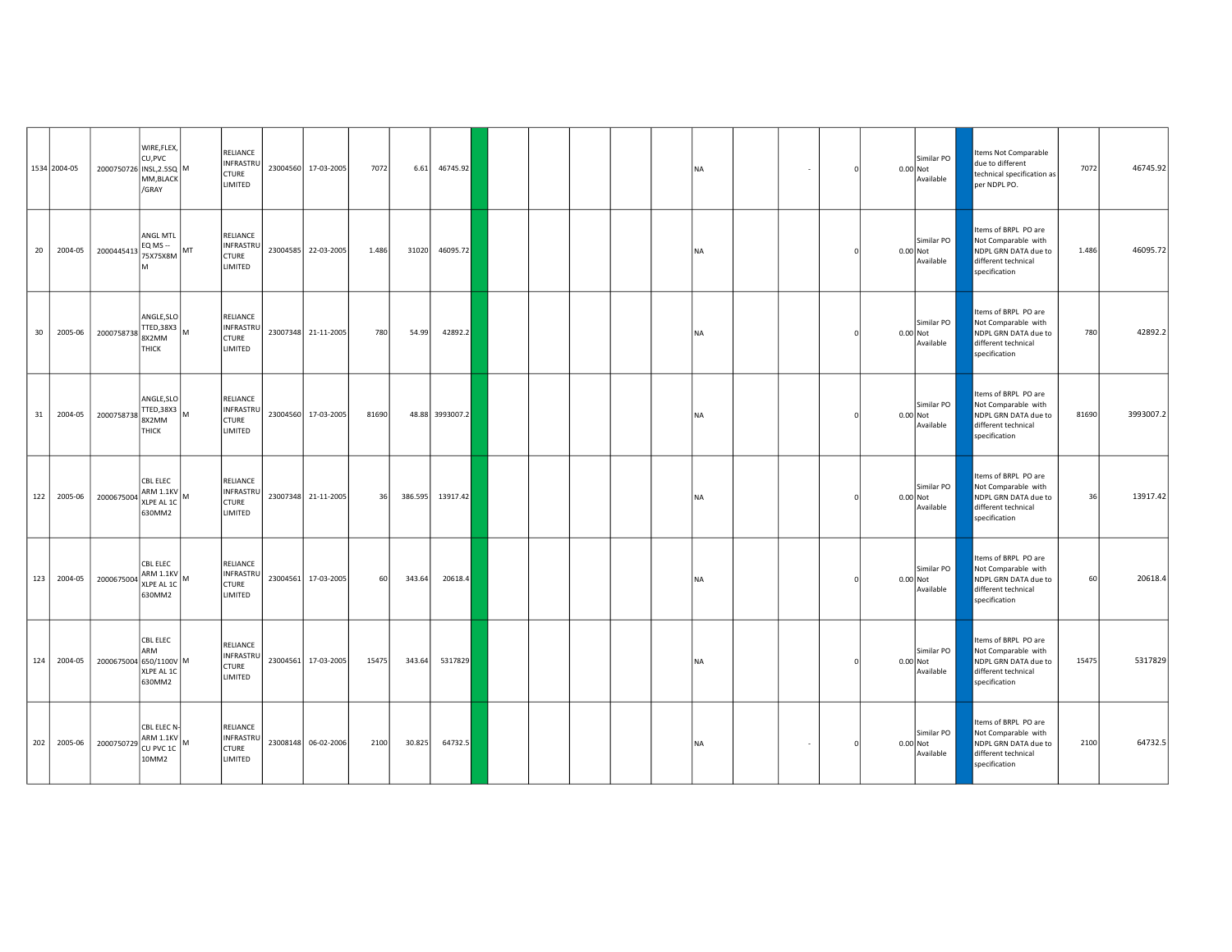| | | | | | | | | | | | | | | | | | | | | | | | | | | |
|---|---|---|---|---|---|---|---|---|---|---|---|---|---|---|---|---|---|---|---|---|---|---|---|---|---|---|
| 1534 | 2004-05 | 2000750726 | WIRE,FLEX, CU,PVC INSL,2.5SQ MM,BLACK /GRAY | M | RELIANCE INFRASTRUCTURE LIMITED | 23004560 | 17-03-2005 | 7072 | 6.61 | 46745.92 | | | | | | | NA | | - | 0 | 0.00 | Similar PO Not Available | | Items Not Comparable due to different technical specification as per NDPL PO. | 7072 | 46745.92 |
| 20 | 2004-05 | 2000445413 | ANGL MTL EQ MS -- 75X75X8MM | MT | RELIANCE INFRASTRUCTURE LIMITED | 23004585 | 22-03-2005 | 1.486 | 31020 | 46095.72 | | | | | | | NA | | | 0 | 0.00 | Similar PO Not Available | | Items of BRPL PO are Not Comparable with NDPL GRN DATA due to different technical specification | 1.486 | 46095.72 |
| 30 | 2005-06 | 2000758738 | ANGLE,SLOTTED,38X38X2MM THICK | M | RELIANCE INFRASTRUCTURE LIMITED | 23007348 | 21-11-2005 | 780 | 54.99 | 42892.2 | | | | | | | NA | | | 0 | 0.00 | Similar PO Not Available | | Items of BRPL PO are Not Comparable with NDPL GRN DATA due to different technical specification | 780 | 42892.2 |
| 31 | 2004-05 | 2000758738 | ANGLE,SLOTTED,38X38X2MM THICK | M | RELIANCE INFRASTRUCTURE LIMITED | 23004560 | 17-03-2005 | 81690 | 48.88 | 3993007.2 | | | | | | | NA | | | 0 | 0.00 | Similar PO Not Available | | Items of BRPL PO are Not Comparable with NDPL GRN DATA due to different technical specification | 81690 | 3993007.2 |
| 122 | 2005-06 | 2000675004 | CBL ELEC ARM 1.1KV XLPE AL 1C 630MM2 | M | RELIANCE INFRASTRUCTURE LIMITED | 23007348 | 21-11-2005 | 36 | 386.595 | 13917.42 | | | | | | | NA | | | 0 | 0.00 | Similar PO Not Available | | Items of BRPL PO are Not Comparable with NDPL GRN DATA due to different technical specification | 36 | 13917.42 |
| 123 | 2004-05 | 2000675004 | CBL ELEC ARM 1.1KV XLPE AL 1C 630MM2 | M | RELIANCE INFRASTRUCTURE LIMITED | 23004561 | 17-03-2005 | 60 | 343.64 | 20618.4 | | | | | | | NA | | | 0 | 0.00 | Similar PO Not Available | | Items of BRPL PO are Not Comparable with NDPL GRN DATA due to different technical specification | 60 | 20618.4 |
| 124 | 2004-05 | 2000675004 | CBL ELEC ARM 650/1100V XLPE AL 1C 630MM2 | M | RELIANCE INFRASTRUCTURE LIMITED | 23004561 | 17-03-2005 | 15475 | 343.64 | 5317829 | | | | | | | NA | | | 0 | 0.00 | Similar PO Not Available | | Items of BRPL PO are Not Comparable with NDPL GRN DATA due to different technical specification | 15475 | 5317829 |
| 202 | 2005-06 | 2000750729 | CBL ELEC N-ARM 1.1KV CU PVC 1C 10MM2 | M | RELIANCE INFRASTRUCTURE LIMITED | 23008148 | 06-02-2006 | 2100 | 30.825 | 64732.5 | | | | | | | NA | | - | 0 | 0.00 | Similar PO Not Available | | Items of BRPL PO are Not Comparable with NDPL GRN DATA due to different technical specification | 2100 | 64732.5 |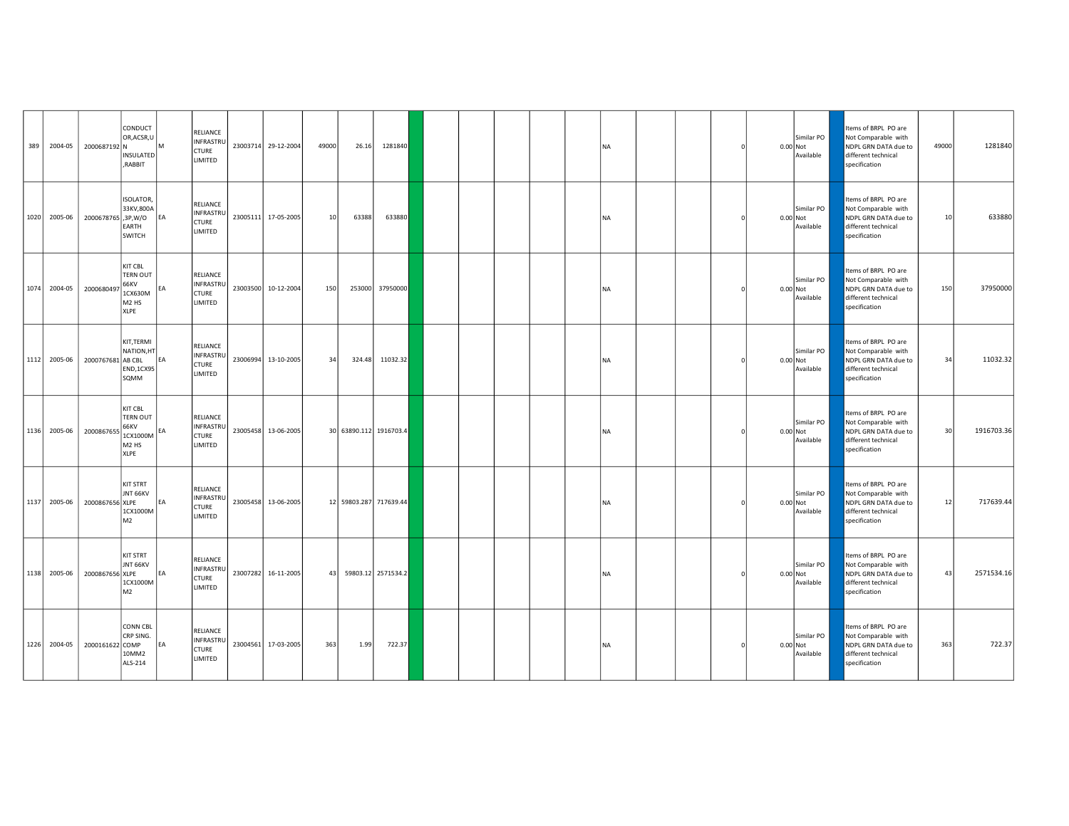| | | | | | | | | | | | | | | | | | | | | | | | | | | | |
|---|---|---|---|---|---|---|---|---|---|---|---|---|---|---|---|---|---|---|---|---|---|---|---|---|---|---|---|
| 389 | 2004-05 | 2000687192 | CONDUCTOR,ACSR,UN INSULATED,RABBIT | M | RELIANCE INFRASTRUCTURE LIMITED | 23003714 | 29-12-2004 | 49000 | 26.16 | 1281840 | | | | | | | NA | | | 0 | 0.00 | Similar PO Not Available | | Items of BRPL PO are Not Comparable with NDPL GRN DATA due to different technical specification | 49000 | 1281840 |
| 1020 | 2005-06 | 2000678765 | ISOLATOR,33KV,800A,3P,W/O EARTH SWITCH | EA | RELIANCE INFRASTRUCTURE LIMITED | 23005111 | 17-05-2005 | 10 | 63388 | 633880 | | | | | | | NA | | | 0 | 0.00 | Similar PO Not Available | | Items of BRPL PO are Not Comparable with NDPL GRN DATA due to different technical specification | 10 | 633880 |
| 1074 | 2004-05 | 2000680497 | KIT CBL TERN OUT 66KV 1CX630M M2 HS XLPE | EA | RELIANCE INFRASTRUCTURE LIMITED | 23003500 | 10-12-2004 | 150 | 253000 | 37950000 | | | | | | | NA | | | 0 | 0.00 | Similar PO Not Available | | Items of BRPL PO are Not Comparable with NDPL GRN DATA due to different technical specification | 150 | 37950000 |
| 1112 | 2005-06 | 2000767681 | KIT,TERMINATION,HT AB CBL END,1CX95 SQMM | EA | RELIANCE INFRASTRUCTURE LIMITED | 23006994 | 13-10-2005 | 34 | 324.48 | 11032.32 | | | | | | | NA | | | 0 | 0.00 | Similar PO Not Available | | Items of BRPL PO are Not Comparable with NDPL GRN DATA due to different technical specification | 34 | 11032.32 |
| 1136 | 2005-06 | 2000867655 | KIT CBL TERN OUT 66KV 1CX1000M M2 HS XLPE | EA | RELIANCE INFRASTRUCTURE LIMITED | 23005458 | 13-06-2005 | 30 | 63890.112 | 1916703.4 | | | | | | | NA | | | 0 | 0.00 | Similar PO Not Available | | Items of BRPL PO are Not Comparable with NDPL GRN DATA due to different technical specification | 30 | 1916703.36 |
| 1137 | 2005-06 | 2000867656 | KIT STRT JNT 66KV XLPE 1CX1000M M2 | EA | RELIANCE INFRASTRUCTURE LIMITED | 23005458 | 13-06-2005 | 12 | 59803.287 | 717639.44 | | | | | | | NA | | | 0 | 0.00 | Similar PO Not Available | | Items of BRPL PO are Not Comparable with NDPL GRN DATA due to different technical specification | 12 | 717639.44 |
| 1138 | 2005-06 | 2000867656 | KIT STRT JNT 66KV XLPE 1CX1000M M2 | EA | RELIANCE INFRASTRUCTURE LIMITED | 23007282 | 16-11-2005 | 43 | 59803.12 | 2571534.2 | | | | | | | NA | | | 0 | 0.00 | Similar PO Not Available | | Items of BRPL PO are Not Comparable with NDPL GRN DATA due to different technical specification | 43 | 2571534.16 |
| 1226 | 2004-05 | 2000161622 | CONN CBL CRP SING. COMP 10MM2 ALS-214 | EA | RELIANCE INFRASTRUCTURE LIMITED | 23004561 | 17-03-2005 | 363 | 1.99 | 722.37 | | | | | | | NA | | | 0 | 0.00 | Similar PO Not Available | | Items of BRPL PO are Not Comparable with NDPL GRN DATA due to different technical specification | 363 | 722.37 |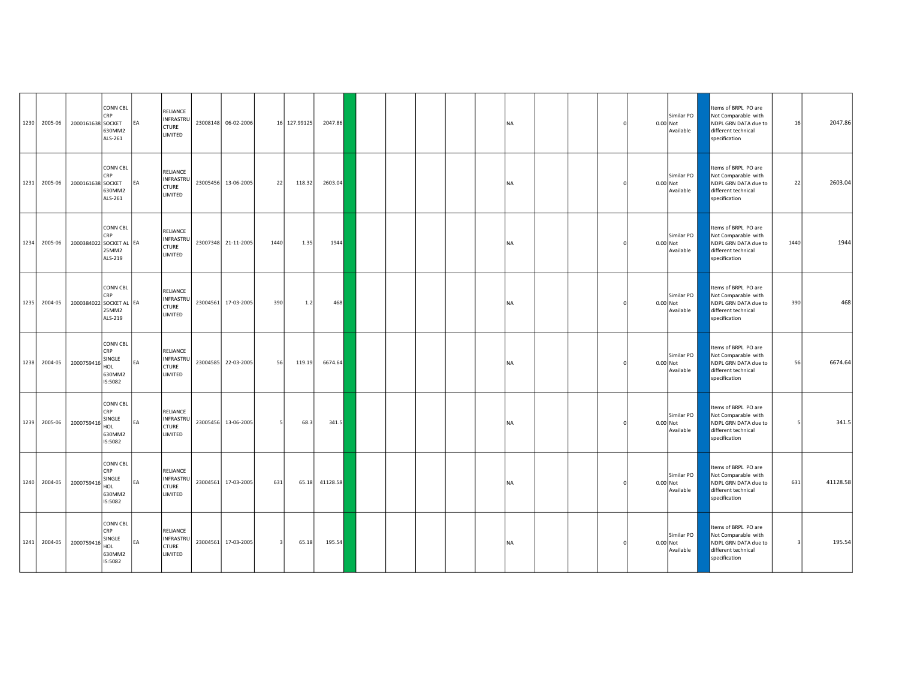| | | | | | | | | | | | | | | | | | | | | | | | | | | |
|---|---|---|---|---|---|---|---|---|---|---|---|---|---|---|---|---|---|---|---|---|---|---|---|---|---|---|
| 1230 | 2005-06 | 2000161638 | CONN CBL CRP SOCKET 630MM2 ALS-261 | EA | RELIANCE INFRASTRUCTURE LIMITED | 23008148 | 06-02-2006 | 16 | 127.99125 | 2047.86 | | | | | | | NA | | | 0 | 0.00 | Similar PO Not Available | | Items of BRPL PO are Not Comparable with NDPL GRN DATA due to different technical specification | 16 | 2047.86 |
| 1231 | 2005-06 | 2000161638 | CONN CBL CRP SOCKET 630MM2 ALS-261 | EA | RELIANCE INFRASTRUCTURE LIMITED | 23005456 | 13-06-2005 | 22 | 118.32 | 2603.04 | | | | | | | NA | | | 0 | 0.00 | Similar PO Not Available | | Items of BRPL PO are Not Comparable with NDPL GRN DATA due to different technical specification | 22 | 2603.04 |
| 1234 | 2005-06 | 2000384022 | CONN CBL CRP SOCKET AL 25MM2 ALS-219 | EA | RELIANCE INFRASTRUCTURE LIMITED | 23007348 | 21-11-2005 | 1440 | 1.35 | 1944 | | | | | | | NA | | | 0 | 0.00 | Similar PO Not Available | | Items of BRPL PO are Not Comparable with NDPL GRN DATA due to different technical specification | 1440 | 1944 |
| 1235 | 2004-05 | 2000384022 | CONN CBL CRP SOCKET AL 25MM2 ALS-219 | EA | RELIANCE INFRASTRUCTURE LIMITED | 23004561 | 17-03-2005 | 390 | 1.2 | 468 | | | | | | | NA | | | 0 | 0.00 | Similar PO Not Available | | Items of BRPL PO are Not Comparable with NDPL GRN DATA due to different technical specification | 390 | 468 |
| 1238 | 2004-05 | 2000759416 | CONN CBL CRP SINGLE HOL 630MM2 IS:5082 | EA | RELIANCE INFRASTRUCTURE LIMITED | 23004585 | 22-03-2005 | 56 | 119.19 | 6674.64 | | | | | | | NA | | | 0 | 0.00 | Similar PO Not Available | | Items of BRPL PO are Not Comparable with NDPL GRN DATA due to different technical specification | 56 | 6674.64 |
| 1239 | 2005-06 | 2000759416 | CONN CBL CRP SINGLE HOL 630MM2 IS:5082 | EA | RELIANCE INFRASTRUCTURE LIMITED | 23005456 | 13-06-2005 | 5 | 68.3 | 341.5 | | | | | | | NA | | | 0 | 0.00 | Similar PO Not Available | | Items of BRPL PO are Not Comparable with NDPL GRN DATA due to different technical specification | 5 | 341.5 |
| 1240 | 2004-05 | 2000759416 | CONN CBL CRP SINGLE HOL 630MM2 IS:5082 | EA | RELIANCE INFRASTRUCTURE LIMITED | 23004561 | 17-03-2005 | 631 | 65.18 | 41128.58 | | | | | | | NA | | | 0 | 0.00 | Similar PO Not Available | | Items of BRPL PO are Not Comparable with NDPL GRN DATA due to different technical specification | 631 | 41128.58 |
| 1241 | 2004-05 | 2000759416 | CONN CBL CRP SINGLE HOL 630MM2 IS:5082 | EA | RELIANCE INFRASTRUCTURE LIMITED | 23004561 | 17-03-2005 | 3 | 65.18 | 195.54 | | | | | | | NA | | | 0 | 0.00 | Similar PO Not Available | | Items of BRPL PO are Not Comparable with NDPL GRN DATA due to different technical specification | 3 | 195.54 |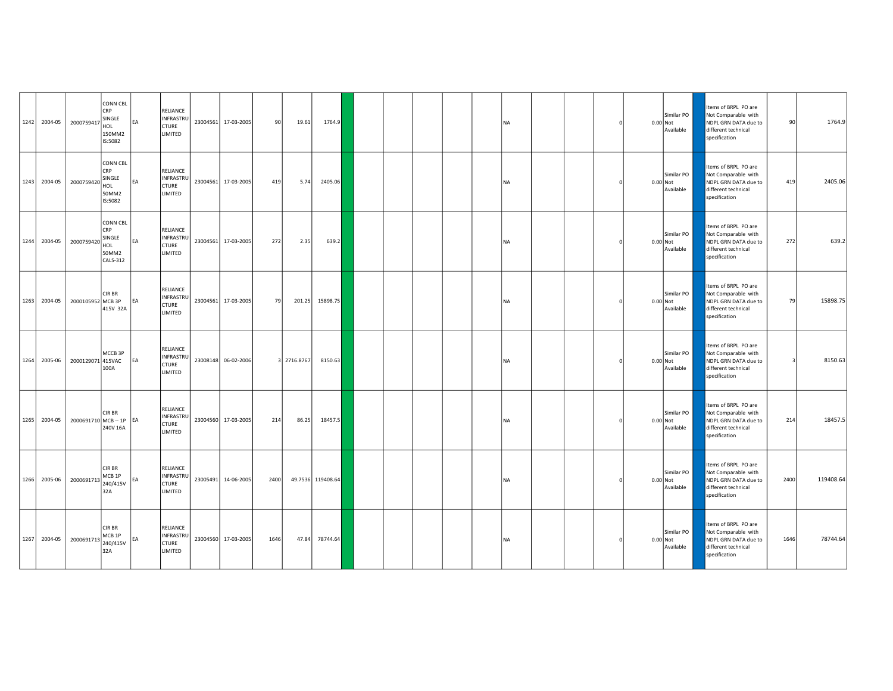| | | | | | | | | | | | | | | | | | | | | | | | | | | |
|---|---|---|---|---|---|---|---|---|---|---|---|---|---|---|---|---|---|---|---|---|---|---|---|---|---|---|
| 1242 | 2004-05 | 2000759417 | CONN CBL CRP SINGLE HOL 150MM2 IS:5082 | EA | RELIANCE INFRASTRUCTURE LIMITED | 23004561 | 17-03-2005 | 90 | 19.61 | 1764.9 | | | | | | | NA | | | 0 | 0.00 | Similar PO Not Available | | Items of BRPL PO are Not Comparable with NDPL GRN DATA due to different technical specification | 90 | 1764.9 |
| 1243 | 2004-05 | 2000759420 | CONN CBL CRP SINGLE HOL 50MM2 IS:5082 | EA | RELIANCE INFRASTRUCTURE LIMITED | 23004561 | 17-03-2005 | 419 | 5.74 | 2405.06 | | | | | | | NA | | | 0 | 0.00 | Similar PO Not Available | | Items of BRPL PO are Not Comparable with NDPL GRN DATA due to different technical specification | 419 | 2405.06 |
| 1244 | 2004-05 | 2000759420 | CONN CBL CRP SINGLE HOL 50MM2 CALS-312 | EA | RELIANCE INFRASTRUCTURE LIMITED | 23004561 | 17-03-2005 | 272 | 2.35 | 639.2 | | | | | | | NA | | | 0 | 0.00 | Similar PO Not Available | | Items of BRPL PO are Not Comparable with NDPL GRN DATA due to different technical specification | 272 | 639.2 |
| 1263 | 2004-05 | 2000105952 | CIR BR MCB 3P 415V 32A | EA | RELIANCE INFRASTRUCTURE LIMITED | 23004561 | 17-03-2005 | 79 | 201.25 | 15898.75 | | | | | | | NA | | | 0 | 0.00 | Similar PO Not Available | | Items of BRPL PO are Not Comparable with NDPL GRN DATA due to different technical specification | 79 | 15898.75 |
| 1264 | 2005-06 | 2000129071 | MCCB 3P 415VAC 100A | EA | RELIANCE INFRASTRUCTURE LIMITED | 23008148 | 06-02-2006 | 3 | 2716.8767 | 8150.63 | | | | | | | NA | | | 0 | 0.00 | Similar PO Not Available | | Items of BRPL PO are Not Comparable with NDPL GRN DATA due to different technical specification | 3 | 8150.63 |
| 1265 | 2004-05 | 2000691710 | CIR BR MCB -- 1P 240V 16A | EA | RELIANCE INFRASTRUCTURE LIMITED | 23004560 | 17-03-2005 | 214 | 86.25 | 18457.5 | | | | | | | NA | | | 0 | 0.00 | Similar PO Not Available | | Items of BRPL PO are Not Comparable with NDPL GRN DATA due to different technical specification | 214 | 18457.5 |
| 1266 | 2005-06 | 2000691713 | CIR BR MCB 1P 240/415V 32A | EA | RELIANCE INFRASTRUCTURE LIMITED | 23005491 | 14-06-2005 | 2400 | 49.7536 | 119408.64 | | | | | | | NA | | | 0 | 0.00 | Similar PO Not Available | | Items of BRPL PO are Not Comparable with NDPL GRN DATA due to different technical specification | 2400 | 119408.64 |
| 1267 | 2004-05 | 2000691713 | CIR BR MCB 1P 240/415V 32A | EA | RELIANCE INFRASTRUCTURE LIMITED | 23004560 | 17-03-2005 | 1646 | 47.84 | 78744.64 | | | | | | | NA | | | 0 | 0.00 | Similar PO Not Available | | Items of BRPL PO are Not Comparable with NDPL GRN DATA due to different technical specification | 1646 | 78744.64 |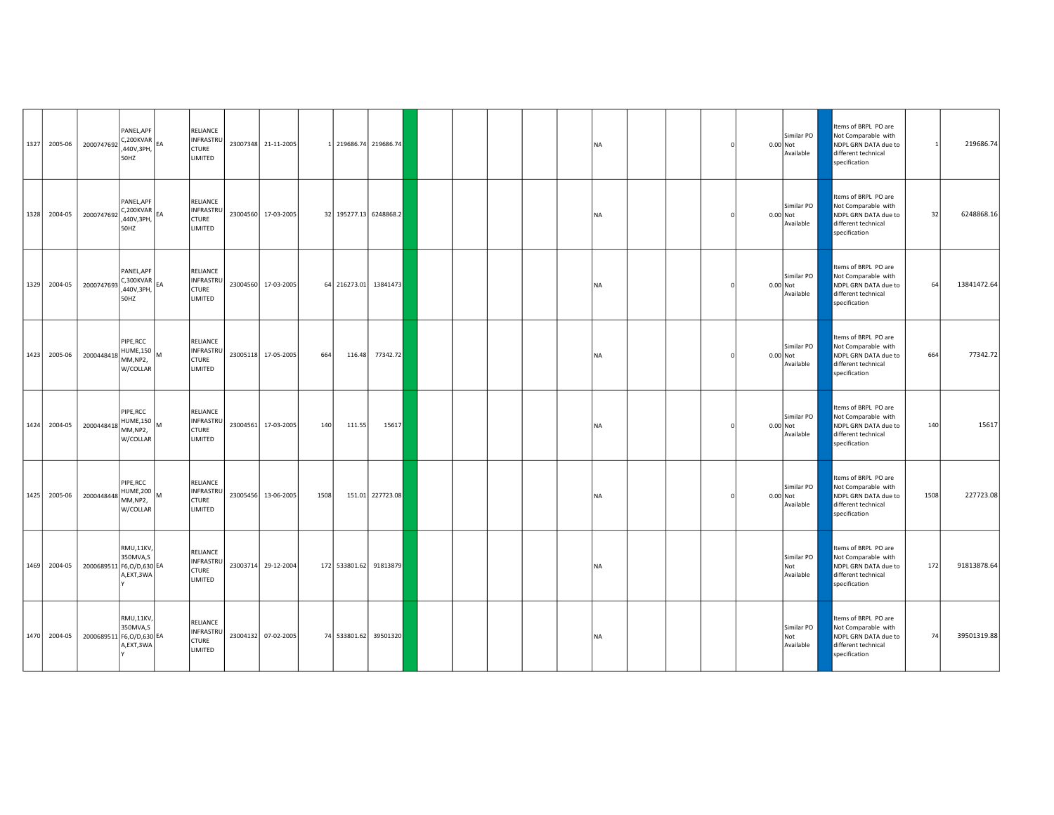| | | | | | | | | | | | | | | | | | | | | | | | | | | |
|---|---|---|---|---|---|---|---|---|---|---|---|---|---|---|---|---|---|---|---|---|---|---|---|---|---|---|
| 1327 | 2005-06 | 2000747692 | PANEL,APFC,200KVAR,440V,3PH,50HZ | EA | RELIANCE INFRASTRUCTURE LIMITED | 23007348 | 21-11-2005 | 1 | 219686.74 | 219686.74 | | | | | | | NA | | | 0 | 0.00 | Similar PO Not Available | | Items of BRPL PO are Not Comparable with NDPL GRN DATA due to different technical specification | 1 | 219686.74 |
| 1328 | 2004-05 | 2000747692 | PANEL,APFC,200KVAR,440V,3PH,50HZ | EA | RELIANCE INFRASTRUCTURE LIMITED | 23004560 | 17-03-2005 | 32 | 195277.13 | 6248868.2 | | | | | | | NA | | | 0 | 0.00 | Similar PO Not Available | | Items of BRPL PO are Not Comparable with NDPL GRN DATA due to different technical specification | 32 | 6248868.16 |
| 1329 | 2004-05 | 2000747693 | PANEL,APFC,300KVAR,440V,3PH,50HZ | EA | RELIANCE INFRASTRUCTURE LIMITED | 23004560 | 17-03-2005 | 64 | 216273.01 | 13841473 | | | | | | | NA | | | 0 | 0.00 | Similar PO Not Available | | Items of BRPL PO are Not Comparable with NDPL GRN DATA due to different technical specification | 64 | 13841472.64 |
| 1423 | 2005-06 | 2000448418 | PIPE,RCC HUME,150MM,NP2,W/COLLAR | M | RELIANCE INFRASTRUCTURE LIMITED | 23005118 | 17-05-2005 | 664 | 116.48 | 77342.72 | | | | | | | NA | | | 0 | 0.00 | Similar PO Not Available | | Items of BRPL PO are Not Comparable with NDPL GRN DATA due to different technical specification | 664 | 77342.72 |
| 1424 | 2004-05 | 2000448418 | PIPE,RCC HUME,150MM,NP2,W/COLLAR | M | RELIANCE INFRASTRUCTURE LIMITED | 23004561 | 17-03-2005 | 140 | 111.55 | 15617 | | | | | | | NA | | | 0 | 0.00 | Similar PO Not Available | | Items of BRPL PO are Not Comparable with NDPL GRN DATA due to different technical specification | 140 | 15617 |
| 1425 | 2005-06 | 2000448448 | PIPE,RCC HUME,200MM,NP2,W/COLLAR | M | RELIANCE INFRASTRUCTURE LIMITED | 23005456 | 13-06-2005 | 1508 | 151.01 | 227723.08 | | | | | | | NA | | | 0 | 0.00 | Similar PO Not Available | | Items of BRPL PO are Not Comparable with NDPL GRN DATA due to different technical specification | 1508 | 227723.08 |
| 1469 | 2004-05 | 2000689511 | RMU,11KV,350MVA,SF6,O/D,630A,EXT,3WAY | EA | RELIANCE INFRASTRUCTURE LIMITED | 23003714 | 29-12-2004 | 172 | 533801.62 | 91813879 | | | | | | | NA | | | | | Similar PO Not Available | | Items of BRPL PO are Not Comparable with NDPL GRN DATA due to different technical specification | 172 | 91813878.64 |
| 1470 | 2004-05 | 2000689511 | RMU,11KV,350MVA,SF6,O/D,630A,EXT,3WAY | EA | RELIANCE INFRASTRUCTURE LIMITED | 23004132 | 07-02-2005 | 74 | 533801.62 | 39501320 | | | | | | | NA | | | | | Similar PO Not Available | | Items of BRPL PO are Not Comparable with NDPL GRN DATA due to different technical specification | 74 | 39501319.88 |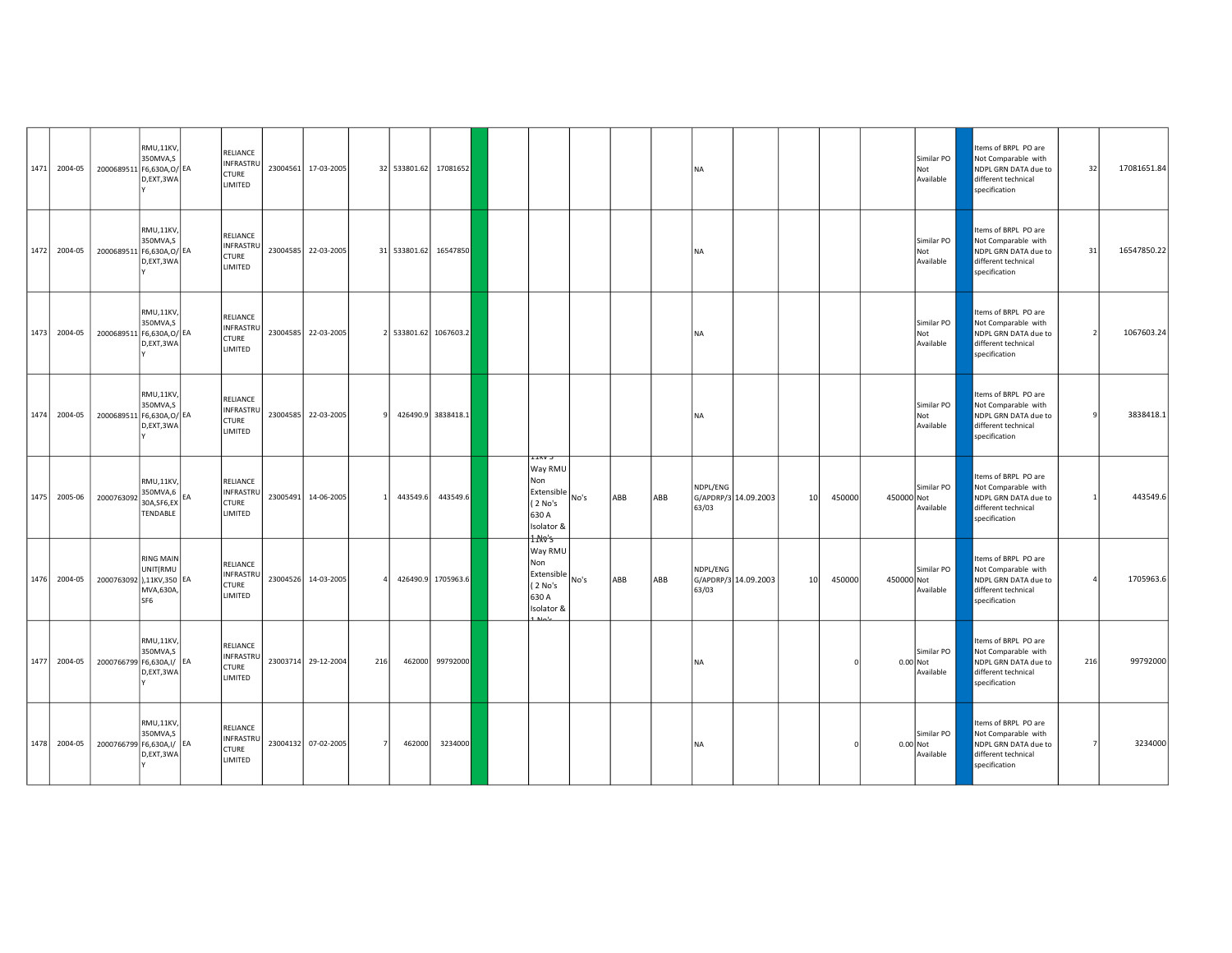| 1471 | 2004-05 | 2000689511 | RMU,11KV,350MVA,SF6,630A,O/D,EXT,3WAY | EA | RELIANCE INFRASTRUCTURE LIMITED | 23004561 | 17-03-2005 | 32 | 533801.62 | 17081652 | | | | | | | NA | | | | | Similar PO Not Available | | Items of BRPL PO are Not Comparable with NDPL GRN DATA due to different technical specification | 32 | 17081651.84 |
|---|---|---|---|---|---|---|---|---|---|---|---|---|---|---|---|---|---|---|---|---|---|---|---|---|---|---|
| 1472 | 2004-05 | 2000689511 | RMU,11KV,350MVA,SF6,630A,O/D,EXT,3WAY | EA | RELIANCE INFRASTRUCTURE LIMITED | 23004585 | 22-03-2005 | 31 | 533801.62 | 16547850 | | | | | | | NA | | | | | Similar PO Not Available | | Items of BRPL PO are Not Comparable with NDPL GRN DATA due to different technical specification | 31 | 16547850.22 |
| 1473 | 2004-05 | 2000689511 | RMU,11KV,350MVA,SF6,630A,O/D,EXT,3WAY | EA | RELIANCE INFRASTRUCTURE LIMITED | 23004585 | 22-03-2005 | 2 | 533801.62 | 1067603.2 | | | | | | | NA | | | | | Similar PO Not Available | | Items of BRPL PO are Not Comparable with NDPL GRN DATA due to different technical specification | 2 | 1067603.24 |
| 1474 | 2004-05 | 2000689511 | RMU,11KV,350MVA,SF6,630A,O/D,EXT,3WAY | EA | RELIANCE INFRASTRUCTURE LIMITED | 23004585 | 22-03-2005 | 9 | 426490.9 | 3838418.1 | | | | | | | NA | | | | | Similar PO Not Available | | Items of BRPL PO are Not Comparable with NDPL GRN DATA due to different technical specification | 9 | 3838418.1 |
| 1475 | 2005-06 | 2000763092 | RMU,11KV,350MVA,630A,SF6,EXTENDABLE | EA | RELIANCE INFRASTRUCTURE LIMITED | 23005491 | 14-06-2005 | 1 | 443549.6 | 443549.6 | | | 11kV 3 Way RMU Non Extensible ( 2 No's 630 A Isolator & 1 No's | No's | ABB | ABB | NDPL/ENGG/APDRP/363/03 | 14.09.2003 | 10 | 450000 | 450000 | Similar PO Not Available | | Items of BRPL PO are Not Comparable with NDPL GRN DATA due to different technical specification | 1 | 443549.6 |
| 1476 | 2004-05 | 2000763092 | RING MAIN UNIT(RMU),11KV,350MVA,630A,SF6 | EA | RELIANCE INFRASTRUCTURE LIMITED | 23004526 | 14-03-2005 | 4 | 426490.9 | 1705963.6 | | | 11kV 3 Way RMU Non Extensible ( 2 No's 630 A Isolator & 1 No's | No's | ABB | ABB | NDPL/ENGG/APDRP/363/03 | 14.09.2003 | 10 | 450000 | 450000 | Similar PO Not Available | | Items of BRPL PO are Not Comparable with NDPL GRN DATA due to different technical specification | 4 | 1705963.6 |
| 1477 | 2004-05 | 2000766799 | RMU,11KV,350MVA,SF6,630A,I/D,EXT,3WAY | EA | RELIANCE INFRASTRUCTURE LIMITED | 23003714 | 29-12-2004 | 216 | 462000 | 99792000 | | | | | | | NA | | | 0 | 0.00 | Similar PO Not Available | | Items of BRPL PO are Not Comparable with NDPL GRN DATA due to different technical specification | 216 | 99792000 |
| 1478 | 2004-05 | 2000766799 | RMU,11KV,350MVA,SF6,630A,I/D,EXT,3WAY | EA | RELIANCE INFRASTRUCTURE LIMITED | 23004132 | 07-02-2005 | 7 | 462000 | 3234000 | | | | | | | NA | | | 0 | 0.00 | Similar PO Not Available | | Items of BRPL PO are Not Comparable with NDPL GRN DATA due to different technical specification | 7 | 3234000 |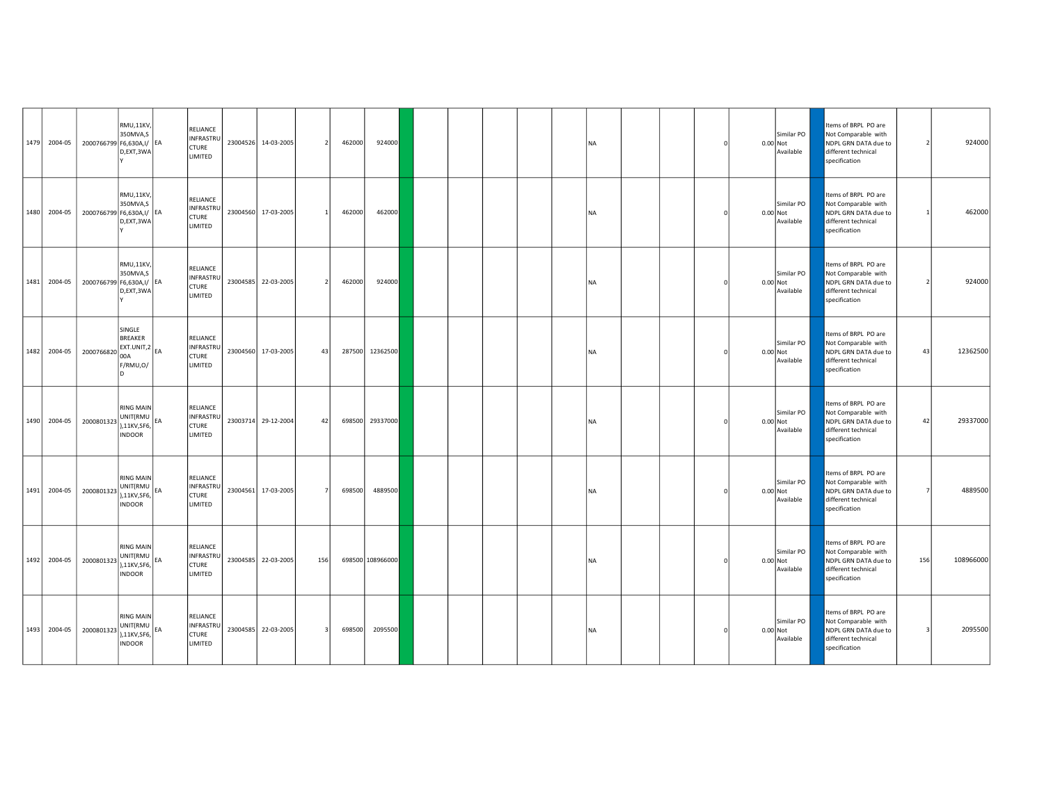| | | | | | | | | | | | | | | | | | | | | | | | | | | |
|---|---|---|---|---|---|---|---|---|---|---|---|---|---|---|---|---|---|---|---|---|---|---|---|---|---|---|
| 1479 | 2004-05 | 2000766799 | RMU,11KV,350MVA,SF6,630A,I/D,EXT,3WAY | EA | RELIANCE INFRASTRUCTURE LIMITED | 23004526 | 14-03-2005 | 2 | 462000 | 924000 | | | | | | | NA | | | 0 | 0.00 | Similar PO Not Available | | Items of BRPL PO are Not Comparable with NDPL GRN DATA due to different technical specification | 2 | 924000 |
| 1480 | 2004-05 | 2000766799 | RMU,11KV,350MVA,SF6,630A,I/D,EXT,3WAY | EA | RELIANCE INFRASTRUCTURE LIMITED | 23004560 | 17-03-2005 | 1 | 462000 | 462000 | | | | | | | NA | | | 0 | 0.00 | Similar PO Not Available | | Items of BRPL PO are Not Comparable with NDPL GRN DATA due to different technical specification | 1 | 462000 |
| 1481 | 2004-05 | 2000766799 | RMU,11KV,350MVA,SF6,630A,I/D,EXT,3WAY | EA | RELIANCE INFRASTRUCTURE LIMITED | 23004585 | 22-03-2005 | 2 | 462000 | 924000 | | | | | | | NA | | | 0 | 0.00 | Similar PO Not Available | | Items of BRPL PO are Not Comparable with NDPL GRN DATA due to different technical specification | 2 | 924000 |
| 1482 | 2004-05 | 2000766820 | SINGLE BREAKER EXT.UNIT,200A F/RMU,O/D | EA | RELIANCE INFRASTRUCTURE LIMITED | 23004560 | 17-03-2005 | 43 | 287500 | 12362500 | | | | | | | NA | | | 0 | 0.00 | Similar PO Not Available | | Items of BRPL PO are Not Comparable with NDPL GRN DATA due to different technical specification | 43 | 12362500 |
| 1490 | 2004-05 | 2000801323 | RING MAIN UNIT(RMU),11KV,SF6,INDOOR | EA | RELIANCE INFRASTRUCTURE LIMITED | 23003714 | 29-12-2004 | 42 | 698500 | 29337000 | | | | | | | NA | | | 0 | 0.00 | Similar PO Not Available | | Items of BRPL PO are Not Comparable with NDPL GRN DATA due to different technical specification | 42 | 29337000 |
| 1491 | 2004-05 | 2000801323 | RING MAIN UNIT(RMU),11KV,SF6,INDOOR | EA | RELIANCE INFRASTRUCTURE LIMITED | 23004561 | 17-03-2005 | 7 | 698500 | 4889500 | | | | | | | NA | | | 0 | 0.00 | Similar PO Not Available | | Items of BRPL PO are Not Comparable with NDPL GRN DATA due to different technical specification | 7 | 4889500 |
| 1492 | 2004-05 | 2000801323 | RING MAIN UNIT(RMU),11KV,SF6,INDOOR | EA | RELIANCE INFRASTRUCTURE LIMITED | 23004585 | 22-03-2005 | 156 | 698500 | 108966000 | | | | | | | NA | | | 0 | 0.00 | Similar PO Not Available | | Items of BRPL PO are Not Comparable with NDPL GRN DATA due to different technical specification | 156 | 108966000 |
| 1493 | 2004-05 | 2000801323 | RING MAIN UNIT(RMU),11KV,SF6,INDOOR | EA | RELIANCE INFRASTRUCTURE LIMITED | 23004585 | 22-03-2005 | 3 | 698500 | 2095500 | | | | | | | NA | | | 0 | 0.00 | Similar PO Not Available | | Items of BRPL PO are Not Comparable with NDPL GRN DATA due to different technical specification | 3 | 2095500 |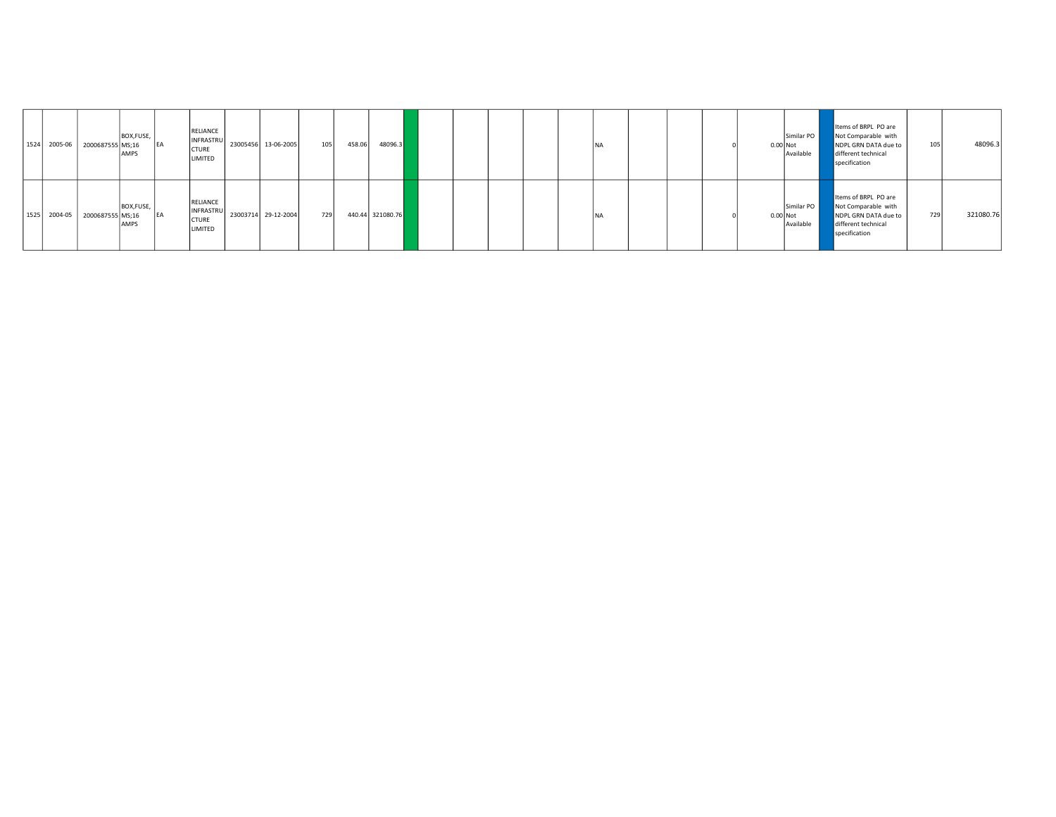| | | | | | | | | | | | | | | | | | | | | | | | | | | |
|---|---|---|---|---|---|---|---|---|---|---|---|---|---|---|---|---|---|---|---|---|---|---|---|---|---|---|
| 1524 | 2005-06 | 2000687555 | BOX,FUSE, MS;16 AMPS | EA | RELIANCE INFRASTRUCTURE LIMITED | 23005456 | 13-06-2005 | 105 | 458.06 | 48096.3 | | | | | | | NA | | | 0 | 0.00 | Similar PO Not Available | | Items of BRPL PO are Not Comparable with NDPL GRN DATA due to different technical specification | 105 | 48096.3 |
| 1525 | 2004-05 | 2000687555 | BOX,FUSE, MS;16 AMPS | EA | RELIANCE INFRASTRUCTURE LIMITED | 23003714 | 29-12-2004 | 729 | 440.44 | 321080.76 | | | | | | | NA | | | 0 | 0.00 | Similar PO Not Available | | Items of BRPL PO are Not Comparable with NDPL GRN DATA due to different technical specification | 729 | 321080.76 |